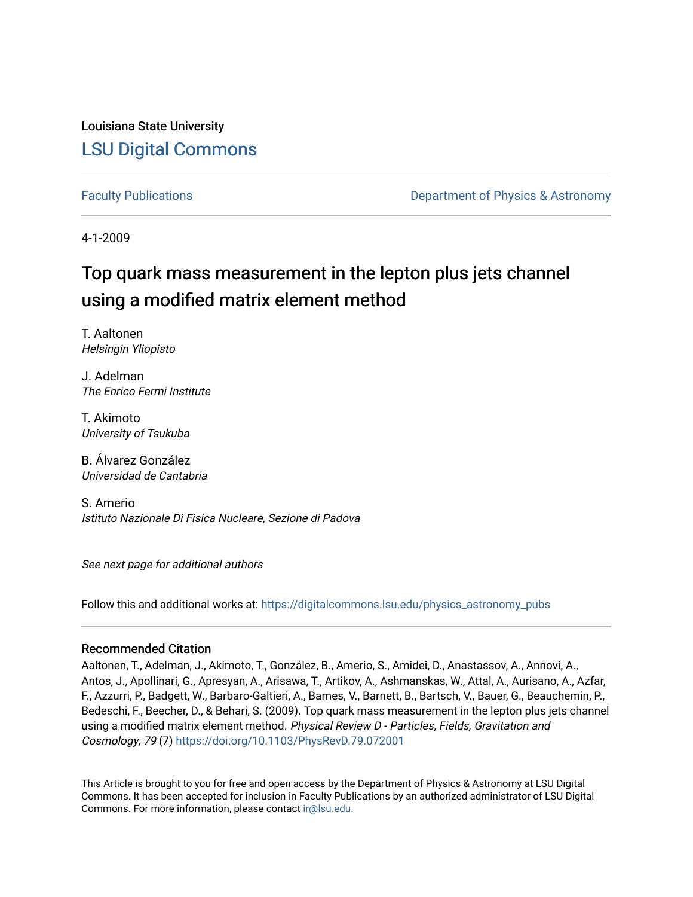Louisiana State University

## LSU Digital Commons

Faculty Publications — Department of Physics & Astronomy

4-1-2009

# Top quark mass measurement in the lepton plus jets channel using a modified matrix element method

T. Aaltonen
*Helsingin Yliopisto*

J. Adelman
*The Enrico Fermi Institute*

T. Akimoto
*University of Tsukuba*

B. Álvarez González
*Universidad de Cantabria*

S. Amerio
*Istituto Nazionale Di Fisica Nucleare, Sezione di Padova*

*See next page for additional authors*

Follow this and additional works at: https://digitalcommons.lsu.edu/physics_astronomy_pubs

### Recommended Citation

Aaltonen, T., Adelman, J., Akimoto, T., González, B., Amerio, S., Amidei, D., Anastassov, A., Annovi, A., Antos, J., Apollinari, G., Apresyan, A., Arisawa, T., Artikov, A., Ashmanskas, W., Attal, A., Aurisano, A., Azfar, F., Azzurri, P., Badgett, W., Barbaro-Galtieri, A., Barnes, V., Barnett, B., Bartsch, V., Bauer, G., Beauchemin, P., Bedeschi, F., Beecher, D., & Behari, S. (2009). Top quark mass measurement in the lepton plus jets channel using a modified matrix element method. *Physical Review D - Particles, Fields, Gravitation and Cosmology, 79* (7) https://doi.org/10.1103/PhysRevD.79.072001

This Article is brought to you for free and open access by the Department of Physics & Astronomy at LSU Digital Commons. It has been accepted for inclusion in Faculty Publications by an authorized administrator of LSU Digital Commons. For more information, please contact ir@lsu.edu.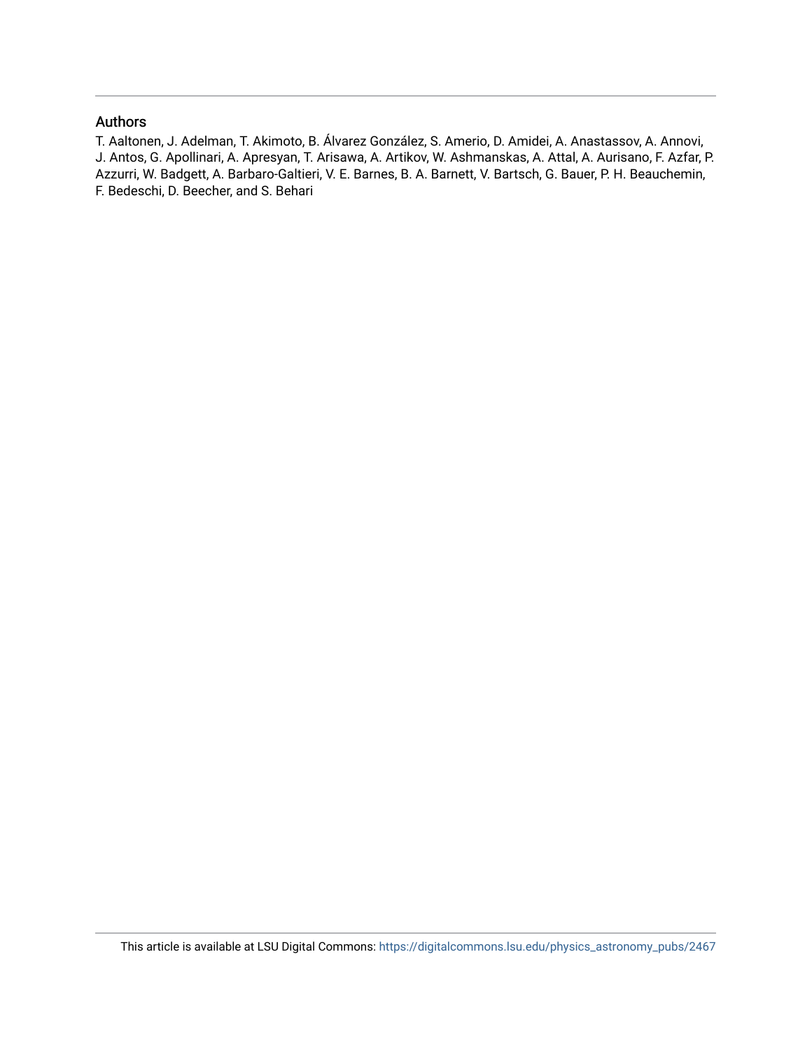## Authors

T. Aaltonen, J. Adelman, T. Akimoto, B. Álvarez González, S. Amerio, D. Amidei, A. Anastassov, A. Annovi, J. Antos, G. Apollinari, A. Apresyan, T. Arisawa, A. Artikov, W. Ashmanskas, A. Attal, A. Aurisano, F. Azfar, P. Azzurri, W. Badgett, A. Barbaro-Galtieri, V. E. Barnes, B. A. Barnett, V. Bartsch, G. Bauer, P. H. Beauchemin, F. Bedeschi, D. Beecher, and S. Behari

This article is available at LSU Digital Commons: https://digitalcommons.lsu.edu/physics_astronomy_pubs/2467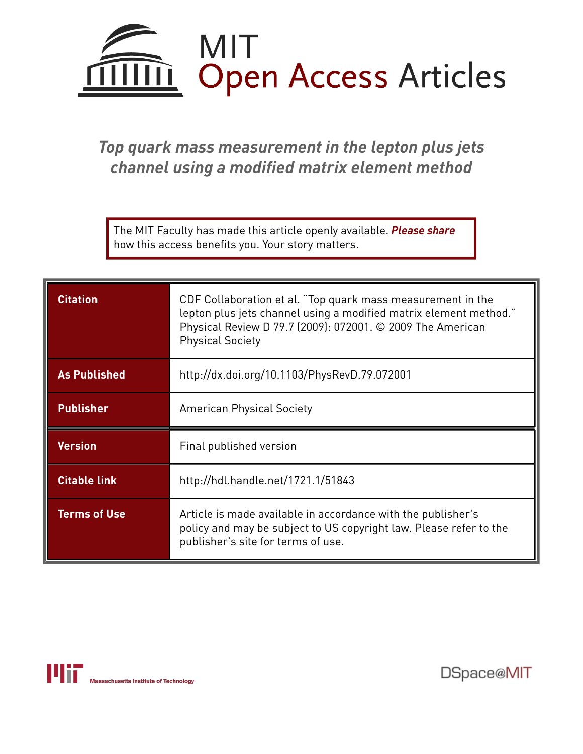# Top quark mass measurement in the lepton plus jets channel using a modified matrix element method

The MIT Faculty has made this article openly available. ***Please share*** how this access benefits you. Your story matters.

| | |
|---|---|
| **Citation** | CDF Collaboration et al. "Top quark mass measurement in the lepton plus jets channel using a modified matrix element method." Physical Review D 79.7 (2009): 072001. © 2009 The American Physical Society |
| **As Published** | http://dx.doi.org/10.1103/PhysRevD.79.072001 |
| **Publisher** | American Physical Society |
| **Version** | Final published version |
| **Citable link** | http://hdl.handle.net/1721.1/51843 |
| **Terms of Use** | Article is made available in accordance with the publisher's policy and may be subject to US copyright law. Please refer to the publisher's site for terms of use. |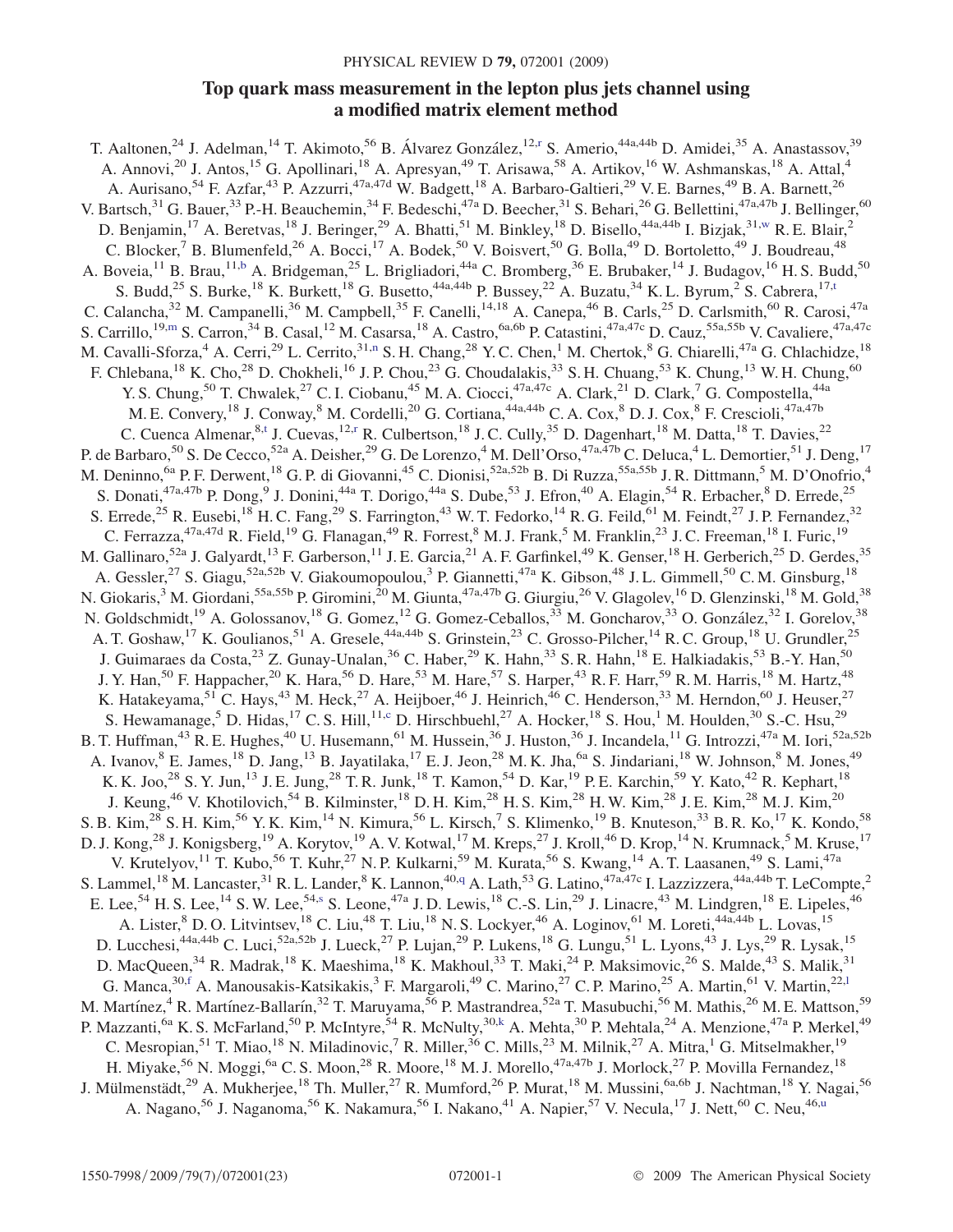# Top quark mass measurement in the lepton plus jets channel using a modified matrix element method

T. Aaltonen,[24] J. Adelman,[14] T. Akimoto,[56] B. Álvarez González,[12,r] S. Amerio,[44a,44b] D. Amidei,[35] A. Anastassov,[39] A. Annovi,[20] J. Antos,[15] G. Apollinari,[18] A. Apresyan,[49] T. Arisawa,[58] A. Artikov,[16] W. Ashmanskas,[18] A. Attal,[4] A. Aurisano,[54] F. Azfar,[43] P. Azzurri,[47a,47d] W. Badgett,[18] A. Barbaro-Galtieri,[29] V. E. Barnes,[49] B. A. Barnett,[26] V. Bartsch,[31] G. Bauer,[33] P.-H. Beauchemin,[34] F. Bedeschi,[47a] D. Beecher,[31] S. Behari,[26] G. Bellettini,[47a,47b] J. Bellinger,[60] D. Benjamin,[17] A. Beretvas,[18] J. Beringer,[29] A. Bhatti,[51] M. Binkley,[18] D. Bisello,[44a,44b] I. Bizjak,[31,w] R. E. Blair,[2] C. Blocker,[7] B. Blumenfeld,[26] A. Bocci,[17] A. Bodek,[50] V. Boisvert,[50] G. Bolla,[49] D. Bortoletto,[49] J. Boudreau,[48] A. Boveia,[11] B. Brau,[11,b] A. Bridgeman,[25] L. Brigliadori,[44a] C. Bromberg,[36] E. Brubaker,[14] J. Budagov,[16] H. S. Budd,[50] S. Budd,[25] S. Burke,[18] K. Burkett,[18] G. Busetto,[44a,44b] P. Bussey,[22] A. Buzatu,[34] K. L. Byrum,[2] S. Cabrera,[17,t] C. Calancha,[32] M. Campanelli,[36] M. Campbell,[35] F. Canelli,[14,18] A. Canepa,[46] B. Carls,[25] D. Carlsmith,[60] R. Carosi,[47a] S. Carrillo,[19,m] S. Carron,[34] B. Casal,[12] M. Casarsa,[18] A. Castro,[6a,6b] P. Catastini,[47a,47c] D. Cauz,[55a,55b] V. Cavaliere,[47a,47c] M. Cavalli-Sforza,[4] A. Cerri,[29] L. Cerrito,[31,n] S. H. Chang,[28] Y. C. Chen,[1] M. Chertok,[8] G. Chiarelli,[47a] G. Chlachidze,[18] F. Chlebana,[18] K. Cho,[28] D. Chokheli,[16] J. P. Chou,[23] G. Choudalakis,[33] S. H. Chuang,[53] K. Chung,[13] W. H. Chung,[60] Y. S. Chung,[50] T. Chwalek,[27] C. I. Ciobanu,[45] M. A. Ciocci,[47a,47c] A. Clark,[21] D. Clark,[7] G. Compostella,[44a] M. E. Convery,[18] J. Conway,[8] M. Cordelli,[20] G. Cortiana,[44a,44b] C. A. Cox,[8] D. J. Cox,[8] F. Crescioli,[47a,47b] C. Cuenca Almenar,[8,t] J. Cuevas,[12,r] R. Culbertson,[18] J. C. Cully,[35] D. Dagenhart,[18] M. Datta,[18] T. Davies,[22] P. de Barbaro,[50] S. De Cecco,[52a] A. Deisher,[29] G. De Lorenzo,[4] M. Dell'Orso,[47a,47b] C. Deluca,[4] L. Demortier,[51] J. Deng,[17] M. Deninno,[6a] P. F. Derwent,[18] G. P. di Giovanni,[45] C. Dionisi,[52a,52b] B. Di Ruzza,[55a,55b] J. R. Dittmann,[5] M. D'Onofrio,[4] S. Donati,[47a,47b] P. Dong,[9] J. Donini,[44a] T. Dorigo,[44a] S. Dube,[53] J. Efron,[40] A. Elagin,[54] R. Erbacher,[8] D. Errede,[25] S. Errede,[25] R. Eusebi,[18] H. C. Fang,[29] S. Farrington,[43] W. T. Fedorko,[14] R. G. Feild,[61] M. Feindt,[27] J. P. Fernandez,[32] C. Ferrazza,[47a,47d] R. Field,[19] G. Flanagan,[49] R. Forrest,[8] M. J. Frank,[5] M. Franklin,[23] J. C. Freeman,[18] I. Furic,[19] M. Gallinaro,[52a] J. Galyardt,[13] F. Garberson,[11] J. E. Garcia,[21] A. F. Garfinkel,[49] K. Genser,[18] H. Gerberich,[25] D. Gerdes,[35] A. Gessler,[27] S. Giagu,[52a,52b] V. Giakoumopoulou,[3] P. Giannetti,[47a] K. Gibson,[48] J. L. Gimmell,[50] C. M. Ginsburg,[18] N. Giokaris,[3] M. Giordani,[55a,55b] P. Giromini,[20] M. Giunta,[47a,47b] G. Giurgiu,[26] V. Glagolev,[16] D. Glenzinski,[18] M. Gold,[38] N. Goldschmidt,[19] A. Golossanov,[18] G. Gomez,[12] G. Gomez-Ceballos,[33] M. Goncharov,[33] O. González,[32] I. Gorelov,[38] A. T. Goshaw,[17] K. Goulianos,[51] A. Gresele,[44a,44b] S. Grinstein,[23] C. Grosso-Pilcher,[14] R. C. Group,[18] U. Grundler,[25] J. Guimaraes da Costa,[23] Z. Gunay-Unalan,[36] C. Haber,[29] K. Hahn,[33] S. R. Hahn,[18] E. Halkiadakis,[53] B.-Y. Han,[50] J. Y. Han,[50] F. Happacher,[20] K. Hara,[56] D. Hare,[53] M. Hare,[57] S. Harper,[43] R. F. Harr,[59] R. M. Harris,[18] M. Hartz,[48] K. Hatakeyama,[51] C. Hays,[43] M. Heck,[27] A. Heijboer,[46] J. Heinrich,[46] C. Henderson,[33] M. Herndon,[60] J. Heuser,[27] S. Hewamanage,[5] D. Hidas,[17] C. S. Hill,[11,c] D. Hirschbuehl,[27] A. Hocker,[18] S. Hou,[1] M. Houlden,[30] S.-C. Hsu,[29] B. T. Huffman,[43] R. E. Hughes,[40] U. Husemann,[61] M. Hussein,[36] J. Huston,[36] J. Incandela,[11] G. Introzzi,[47a] M. Iori,[52a,52b] A. Ivanov,[8] E. James,[18] D. Jang,[13] B. Jayatilaka,[17] E. J. Jeon,[28] M. K. Jha,[6a] S. Jindariani,[18] W. Johnson,[8] M. Jones,[49] K. K. Joo,[28] S. Y. Jun,[13] J. E. Jung,[28] T. R. Junk,[18] T. Kamon,[54] D. Kar,[19] P. E. Karchin,[59] Y. Kato,[42] R. Kephart,[18] J. Keung,[46] V. Khotilovich,[54] B. Kilminster,[18] D. H. Kim,[28] H. S. Kim,[28] H. W. Kim,[28] J. E. Kim,[28] M. J. Kim,[20] S. B. Kim,[28] S. H. Kim,[56] Y. K. Kim,[14] N. Kimura,[56] L. Kirsch,[7] S. Klimenko,[19] B. Knuteson,[33] B. R. Ko,[17] K. Kondo,[58] D. J. Kong,[28] J. Konigsberg,[19] A. Korytov,[19] A. V. Kotwal,[17] M. Kreps,[27] J. Kroll,[46] D. Krop,[14] N. Krumnack,[5] M. Kruse,[17] V. Krutelyov,[11] T. Kubo,[56] T. Kuhr,[27] N. P. Kulkarni,[59] M. Kurata,[56] S. Kwang,[14] A. T. Laasanen,[49] S. Lami,[47a] S. Lammel,[18] M. Lancaster,[31] R. L. Lander,[8] K. Lannon,[40,q] A. Lath,[53] G. Latino,[47a,47c] I. Lazzizzera,[44a,44b] T. LeCompte,[2] E. Lee,[54] H. S. Lee,[14] S. W. Lee,[54,s] S. Leone,[47a] J. D. Lewis,[18] C.-S. Lin,[29] J. Linacre,[43] M. Lindgren,[18] E. Lipeles,[46] A. Lister,[8] D. O. Litvintsev,[18] C. Liu,[48] T. Liu,[18] N. S. Lockyer,[46] A. Loginov,[61] M. Loreti,[44a,44b] L. Lovas,[15] D. Lucchesi,[44a,44b] C. Luci,[52a,52b] J. Lueck,[27] P. Lujan,[29] P. Lukens,[18] G. Lungu,[51] L. Lyons,[43] J. Lys,[29] R. Lysak,[15] D. MacQueen,[34] R. Madrak,[18] K. Maeshima,[18] K. Makhoul,[33] T. Maki,[24] P. Maksimovic,[26] S. Malde,[43] S. Malik,[31] G. Manca,[30,f] A. Manousakis-Katsikakis,[3] F. Margaroli,[49] C. Marino,[27] C. P. Marino,[25] A. Martin,[61] V. Martin,[22,l] M. Martínez,[4] R. Martínez-Ballarín,[32] T. Maruyama,[56] P. Mastrandrea,[52a] T. Masubuchi,[56] M. Mathis,[26] M. E. Mattson,[59] P. Mazzanti,[6a] K. S. McFarland,[50] P. McIntyre,[54] R. McNulty,[30,k] A. Mehta,[30] P. Mehtala,[24] A. Menzione,[47a] P. Merkel,[49] C. Mesropian,[51] T. Miao,[18] N. Miladinovic,[7] R. Miller,[36] C. Mills,[23] M. Milnik,[27] A. Mitra,[1] G. Mitselmakher,[19] H. Miyake,[56] N. Moggi,[6a] C. S. Moon,[28] R. Moore,[18] M. J. Morello,[47a,47b] J. Morlock,[27] P. Movilla Fernandez,[18] J. Mülmenstädt,[29] A. Mukherjee,[18] Th. Muller,[27] R. Mumford,[26] P. Murat,[18] M. Mussini,[6a,6b] J. Nachtman,[18] Y. Nagai,[56] A. Nagano,[56] J. Naganoma,[56] K. Nakamura,[56] I. Nakano,[41] A. Napier,[57] V. Necula,[17] J. Nett,[60] C. Neu,[46,u]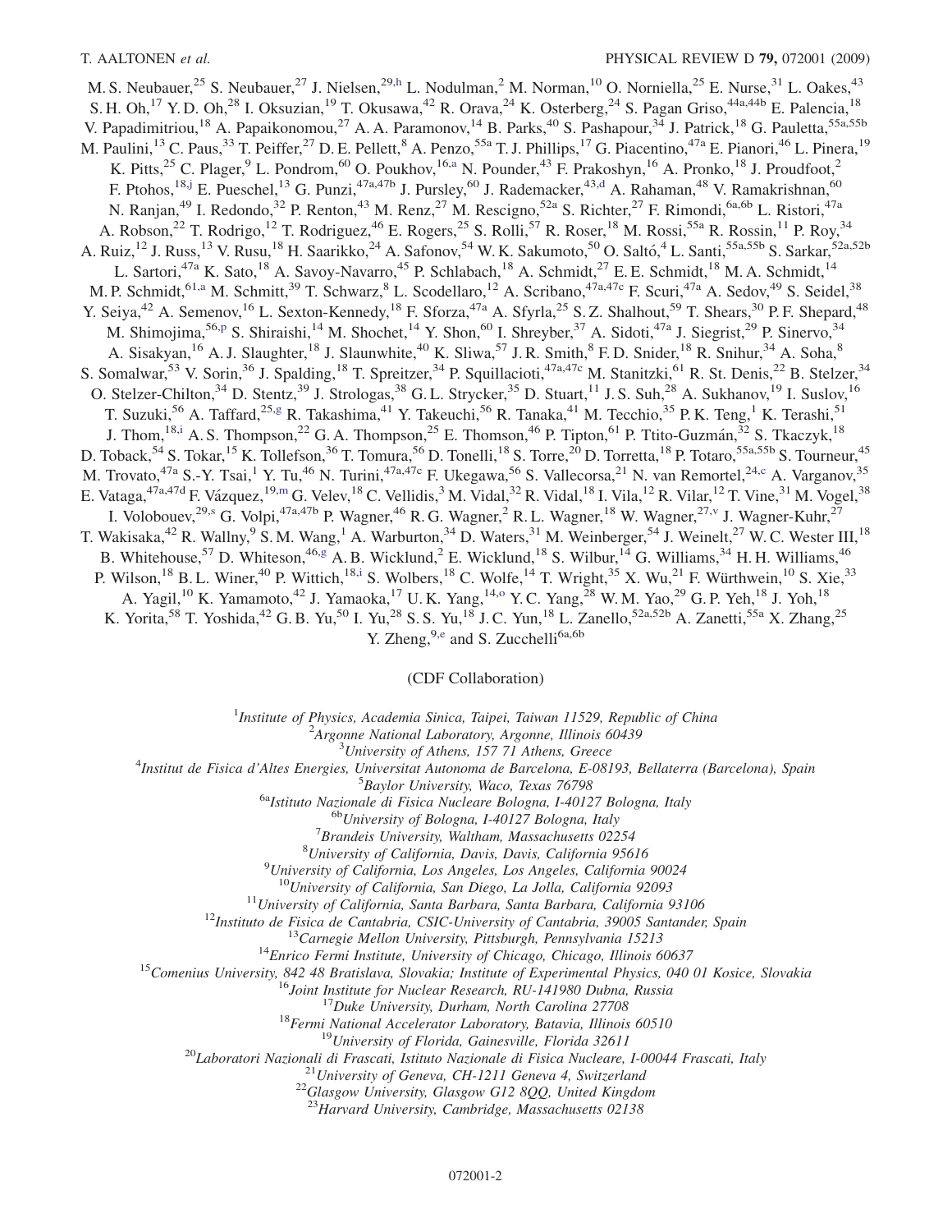M. S. Neubauer,[25] S. Neubauer,[27] J. Nielsen,[29,h] L. Nodulman,[2] M. Norman,[10] O. Norniella,[25] E. Nurse,[31] L. Oakes,[43] S. H. Oh,[17] Y. D. Oh,[28] I. Oksuzian,[19] T. Okusawa,[42] R. Orava,[24] K. Osterberg,[24] S. Pagan Griso,[44a,44b] E. Palencia,[18] V. Papadimitriou,[18] A. Papaikonomou,[27] A. A. Paramonov,[14] B. Parks,[40] S. Pashapour,[34] J. Patrick,[18] G. Pauletta,[55a,55b] M. Paulini,[13] C. Paus,[33] T. Peiffer,[27] D. E. Pellett,[8] A. Penzo,[55a] T. J. Phillips,[17] G. Piacentino,[47a] E. Pianori,[46] L. Pinera,[19] K. Pitts,[25] C. Plager,[9] L. Pondrom,[60] O. Poukhov,[16,a] N. Pounder,[43] F. Prakoshyn,[16] A. Pronko,[18] J. Proudfoot,[2] F. Ptohos,[18,j] E. Pueschel,[13] G. Punzi,[47a,47b] J. Pursley,[60] J. Rademacker,[43,d] A. Rahaman,[48] V. Ramakrishnan,[60] N. Ranjan,[49] I. Redondo,[32] P. Renton,[43] M. Renz,[27] M. Rescigno,[52a] S. Richter,[27] F. Rimondi,[6a,6b] L. Ristori,[47a] A. Robson,[22] T. Rodrigo,[12] T. Rodriguez,[46] E. Rogers,[25] S. Rolli,[57] R. Roser,[18] M. Rossi,[55a] R. Rossin,[11] P. Roy,[34] A. Ruiz,[12] J. Russ,[13] V. Rusu,[18] H. Saarikko,[24] A. Safonov,[54] W. K. Sakumoto,[50] O. Saltó,[4] L. Santi,[55a,55b] S. Sarkar,[52a,52b] L. Sartori,[47a] K. Sato,[18] A. Savoy-Navarro,[45] P. Schlabach,[18] A. Schmidt,[27] E. E. Schmidt,[18] M. A. Schmidt,[14] M. P. Schmidt,[61,a] M. Schmitt,[39] T. Schwarz,[8] L. Scodellaro,[12] A. Scribano,[47a,47c] F. Scuri,[47a] A. Sedov,[49] S. Seidel,[38] Y. Seiya,[42] A. Semenov,[16] L. Sexton-Kennedy,[18] F. Sforza,[47a] A. Sfyrla,[25] S. Z. Shalhout,[59] T. Shears,[30] P. F. Shepard,[48] M. Shimojima,[56,p] S. Shiraishi,[14] M. Shochet,[14] Y. Shon,[60] I. Shreyber,[37] A. Sidoti,[47a] J. Siegrist,[29] P. Sinervo,[34] A. Sisakyan,[16] A. J. Slaughter,[18] J. Slaunwhite,[40] K. Sliwa,[57] J. R. Smith,[8] F. D. Snider,[18] R. Snihur,[34] A. Soha,[8] S. Somalwar,[53] V. Sorin,[36] J. Spalding,[18] T. Spreitzer,[34] P. Squillacioti,[47a,47c] M. Stanitzki,[61] R. St. Denis,[22] B. Stelzer,[34] O. Stelzer-Chilton,[34] D. Stentz,[39] J. Strologas,[38] G. L. Strycker,[35] D. Stuart,[11] J. S. Suh,[28] A. Sukhanov,[19] I. Suslov,[16] T. Suzuki,[56] A. Taffard,[25,g] R. Takashima,[41] Y. Takeuchi,[56] R. Tanaka,[41] M. Tecchio,[35] P. K. Teng,[1] K. Terashi,[51] J. Thom,[18,i] A. S. Thompson,[22] G. A. Thompson,[25] E. Thomson,[46] P. Tipton,[61] P. Ttito-Guzmán,[32] S. Tkaczyk,[18] D. Toback,[54] S. Tokar,[15] K. Tollefson,[36] T. Tomura,[56] D. Tonelli,[18] S. Torre,[20] D. Torretta,[18] P. Totaro,[55a,55b] S. Tourneur,[45] M. Trovato,[47a] S.-Y. Tsai,[1] Y. Tu,[46] N. Turini,[47a,47c] F. Ukegawa,[56] S. Vallecorsa,[21] N. van Remortel,[24,c] A. Varganov,[35] E. Vataga,[47a,47d] F. Vázquez,[19,m] G. Velev,[18] C. Vellidis,[3] M. Vidal,[32] R. Vidal,[18] I. Vila,[12] R. Vilar,[12] T. Vine,[31] M. Vogel,[38] I. Volobouev,[29,s] G. Volpi,[47a,47b] P. Wagner,[46] R. G. Wagner,[2] R. L. Wagner,[18] W. Wagner,[27,v] J. Wagner-Kuhr,[27] T. Wakisaka,[42] R. Wallny,[9] S. M. Wang,[1] A. Warburton,[34] D. Waters,[31] M. Weinberger,[54] J. Weinelt,[27] W. C. Wester III,[18] B. Whitehouse,[57] D. Whiteson,[46,g] A. B. Wicklund,[2] E. Wicklund,[18] S. Wilbur,[14] G. Williams,[34] H. H. Williams,[46] P. Wilson,[18] B. L. Winer,[40] P. Wittich,[18,i] S. Wolbers,[18] C. Wolfe,[14] T. Wright,[35] X. Wu,[21] F. Würthwein,[10] S. Xie,[33] A. Yagil,[10] K. Yamamoto,[42] J. Yamaoka,[17] U. K. Yang,[14,o] Y. C. Yang,[28] W. M. Yao,[29] G. P. Yeh,[18] J. Yoh,[18] K. Yorita,[58] T. Yoshida,[42] G. B. Yu,[50] I. Yu,[28] S. S. Yu,[18] J. C. Yun,[18] L. Zanello,[52a,52b] A. Zanetti,[55a] X. Zhang,[25] Y. Zheng,[9,e] and S. Zucchelli[6a,6b]

(CDF Collaboration)

[1]*Institute of Physics, Academia Sinica, Taipei, Taiwan 11529, Republic of China*
[2]*Argonne National Laboratory, Argonne, Illinois 60439*
[3]*University of Athens, 157 71 Athens, Greece*
[4]*Institut de Fisica d'Altes Energies, Universitat Autonoma de Barcelona, E-08193, Bellaterra (Barcelona), Spain*
[5]*Baylor University, Waco, Texas 76798*
[6a]*Istituto Nazionale di Fisica Nucleare Bologna, I-40127 Bologna, Italy*
[6b]*University of Bologna, I-40127 Bologna, Italy*
[7]*Brandeis University, Waltham, Massachusetts 02254*
[8]*University of California, Davis, Davis, California 95616*
[9]*University of California, Los Angeles, Los Angeles, California 90024*
[10]*University of California, San Diego, La Jolla, California 92093*
[11]*University of California, Santa Barbara, Santa Barbara, California 93106*
[12]*Instituto de Fisica de Cantabria, CSIC-University of Cantabria, 39005 Santander, Spain*
[13]*Carnegie Mellon University, Pittsburgh, Pennsylvania 15213*
[14]*Enrico Fermi Institute, University of Chicago, Chicago, Illinois 60637*
[15]*Comenius University, 842 48 Bratislava, Slovakia; Institute of Experimental Physics, 040 01 Kosice, Slovakia*
[16]*Joint Institute for Nuclear Research, RU-141980 Dubna, Russia*
[17]*Duke University, Durham, North Carolina 27708*
[18]*Fermi National Accelerator Laboratory, Batavia, Illinois 60510*
[19]*University of Florida, Gainesville, Florida 32611*
[20]*Laboratori Nazionali di Frascati, Istituto Nazionale di Fisica Nucleare, I-00044 Frascati, Italy*
[21]*University of Geneva, CH-1211 Geneva 4, Switzerland*
[22]*Glasgow University, Glasgow G12 8QQ, United Kingdom*
[23]*Harvard University, Cambridge, Massachusetts 02138*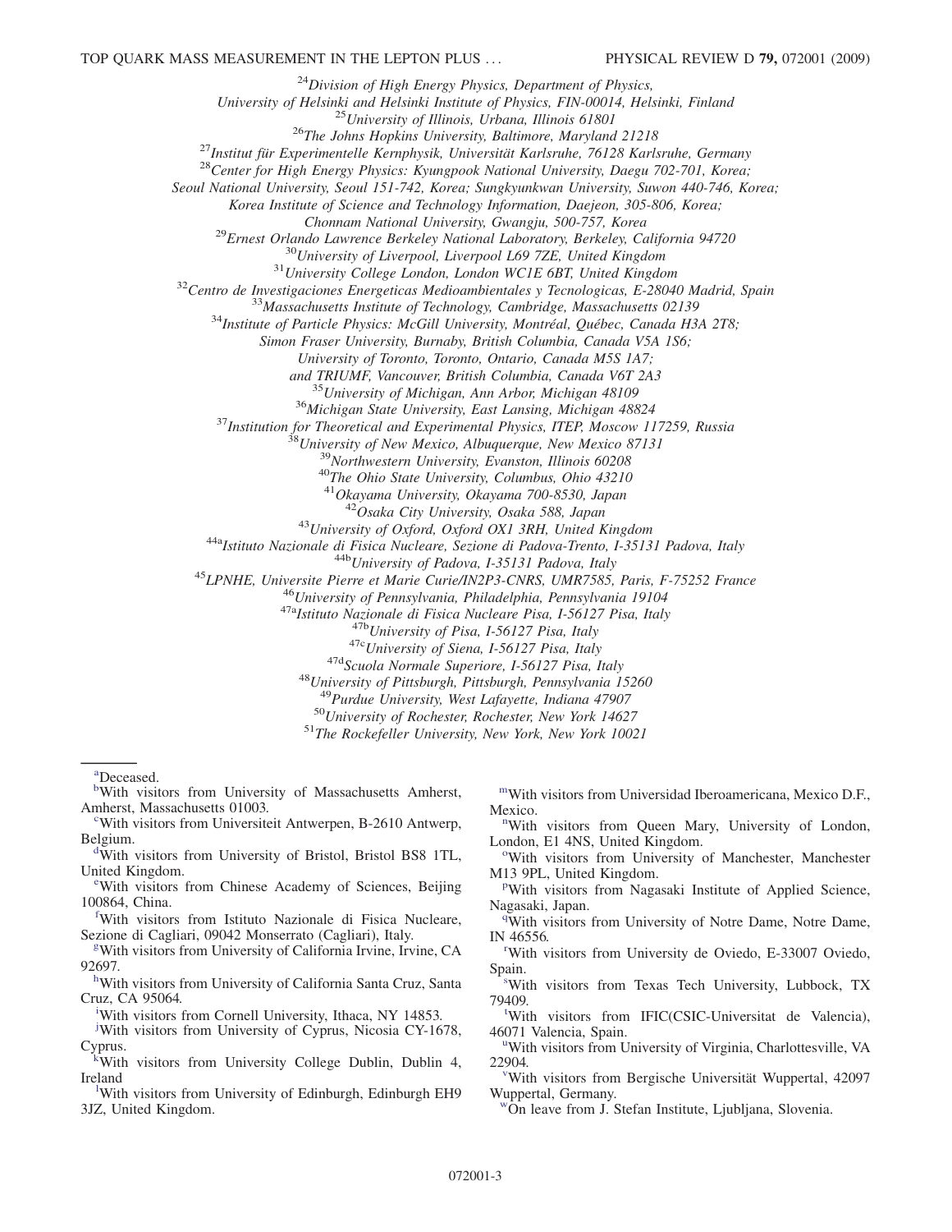[24]*Division of High Energy Physics, Department of Physics, University of Helsinki and Helsinki Institute of Physics, FIN-00014, Helsinki, Finland*

[25]*University of Illinois, Urbana, Illinois 61801*

[26]*The Johns Hopkins University, Baltimore, Maryland 21218*

[27]*Institut für Experimentelle Kernphysik, Universität Karlsruhe, 76128 Karlsruhe, Germany*

[28]*Center for High Energy Physics: Kyungpook National University, Daegu 702-701, Korea; Seoul National University, Seoul 151-742, Korea; Sungkyunkwan University, Suwon 440-746, Korea; Korea Institute of Science and Technology Information, Daejeon, 305-806, Korea; Chonnam National University, Gwangju, 500-757, Korea*

[29]*Ernest Orlando Lawrence Berkeley National Laboratory, Berkeley, California 94720*

[30]*University of Liverpool, Liverpool L69 7ZE, United Kingdom*

[31]*University College London, London WC1E 6BT, United Kingdom*

[32]*Centro de Investigaciones Energeticas Medioambientales y Tecnologicas, E-28040 Madrid, Spain*

[33]*Massachusetts Institute of Technology, Cambridge, Massachusetts 02139*

[34]*Institute of Particle Physics: McGill University, Montréal, Québec, Canada H3A 2T8; Simon Fraser University, Burnaby, British Columbia, Canada V5A 1S6; University of Toronto, Toronto, Ontario, Canada M5S 1A7; and TRIUMF, Vancouver, British Columbia, Canada V6T 2A3*

[35]*University of Michigan, Ann Arbor, Michigan 48109*

[36]*Michigan State University, East Lansing, Michigan 48824*

[37]*Institution for Theoretical and Experimental Physics, ITEP, Moscow 117259, Russia*

[38]*University of New Mexico, Albuquerque, New Mexico 87131*

[39]*Northwestern University, Evanston, Illinois 60208*

[40]*The Ohio State University, Columbus, Ohio 43210*

[41]*Okayama University, Okayama 700-8530, Japan*

[42]*Osaka City University, Osaka 588, Japan*

[43]*University of Oxford, Oxford OX1 3RH, United Kingdom*

[44a]*Istituto Nazionale di Fisica Nucleare, Sezione di Padova-Trento, I-35131 Padova, Italy*

[44b]*University of Padova, I-35131 Padova, Italy*

[45]*LPNHE, Universite Pierre et Marie Curie/IN2P3-CNRS, UMR7585, Paris, F-75252 France*

[46]*University of Pennsylvania, Philadelphia, Pennsylvania 19104*

[47a]*Istituto Nazionale di Fisica Nucleare Pisa, I-56127 Pisa, Italy*

[47b]*University of Pisa, I-56127 Pisa, Italy*

[47c]*University of Siena, I-56127 Pisa, Italy*

[47d]*Scuola Normale Superiore, I-56127 Pisa, Italy*

[48]*University of Pittsburgh, Pittsburgh, Pennsylvania 15260*

[49]*Purdue University, West Lafayette, Indiana 47907*

[50]*University of Rochester, Rochester, New York 14627*

[51]*The Rockefeller University, New York, New York 10021*

---

[a]Deceased.

[b]With visitors from University of Massachusetts Amherst, Amherst, Massachusetts 01003.

[c]With visitors from Universiteit Antwerpen, B-2610 Antwerp, Belgium.

[d]With visitors from University of Bristol, Bristol BS8 1TL, United Kingdom.

[e]With visitors from Chinese Academy of Sciences, Beijing 100864, China.

[f]With visitors from Istituto Nazionale di Fisica Nucleare, Sezione di Cagliari, 09042 Monserrato (Cagliari), Italy.

[g]With visitors from University of California Irvine, Irvine, CA 92697.

[h]With visitors from University of California Santa Cruz, Santa Cruz, CA 95064.

[i]With visitors from Cornell University, Ithaca, NY 14853.

[j]With visitors from University of Cyprus, Nicosia CY-1678, Cyprus.

[k]With visitors from University College Dublin, Dublin 4, Ireland

[l]With visitors from University of Edinburgh, Edinburgh EH9 3JZ, United Kingdom.

[m]With visitors from Universidad Iberoamericana, Mexico D.F., Mexico.

[n]With visitors from Queen Mary, University of London, London, E1 4NS, United Kingdom.

[o]With visitors from University of Manchester, Manchester M13 9PL, United Kingdom.

[p]With visitors from Nagasaki Institute of Applied Science, Nagasaki, Japan.

[q]With visitors from University of Notre Dame, Notre Dame, IN 46556.

[r]With visitors from University de Oviedo, E-33007 Oviedo, Spain.

[s]With visitors from Texas Tech University, Lubbock, TX 79409.

[t]With visitors from IFIC(CSIC-Universitat de Valencia), 46071 Valencia, Spain.

[u]With visitors from University of Virginia, Charlottesville, VA 22904.

[v]With visitors from Bergische Universität Wuppertal, 42097 Wuppertal, Germany.

[w]On leave from J. Stefan Institute, Ljubljana, Slovenia.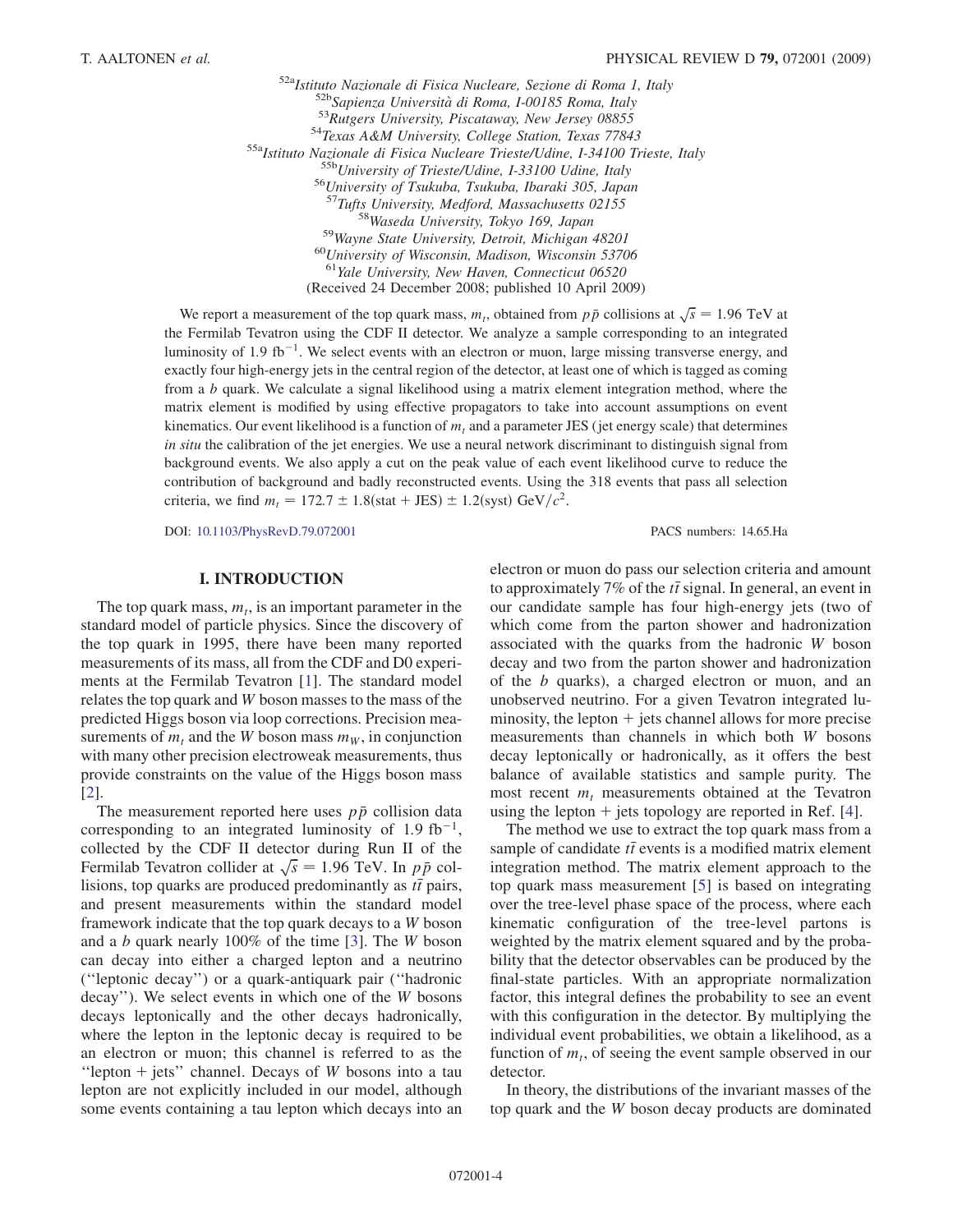[52a]*Istituto Nazionale di Fisica Nucleare, Sezione di Roma 1, Italy*
[52b]*Sapienza Università di Roma, I-00185 Roma, Italy*
[53]*Rutgers University, Piscataway, New Jersey 08855*
[54]*Texas A&M University, College Station, Texas 77843*
[55a]*Istituto Nazionale di Fisica Nucleare Trieste/Udine, I-34100 Trieste, Italy*
[55b]*University of Trieste/Udine, I-33100 Udine, Italy*
[56]*University of Tsukuba, Tsukuba, Ibaraki 305, Japan*
[57]*Tufts University, Medford, Massachusetts 02155*
[58]*Waseda University, Tokyo 169, Japan*
[59]*Wayne State University, Detroit, Michigan 48201*
[60]*University of Wisconsin, Madison, Wisconsin 53706*
[61]*Yale University, New Haven, Connecticut 06520*
(Received 24 December 2008; published 10 April 2009)

We report a measurement of the top quark mass, $m_t$, obtained from $p\bar{p}$ collisions at $\sqrt{s} = 1.96$ TeV at the Fermilab Tevatron using the CDF II detector. We analyze a sample corresponding to an integrated luminosity of 1.9 $\text{fb}^{-1}$. We select events with an electron or muon, large missing transverse energy, and exactly four high-energy jets in the central region of the detector, at least one of which is tagged as coming from a $b$ quark. We calculate a signal likelihood using a matrix element integration method, where the matrix element is modified by using effective propagators to take into account assumptions on event kinematics. Our event likelihood is a function of $m_t$ and a parameter JES (jet energy scale) that determines *in situ* the calibration of the jet energies. We use a neural network discriminant to distinguish signal from background events. We also apply a cut on the peak value of each event likelihood curve to reduce the contribution of background and badly reconstructed events. Using the 318 events that pass all selection criteria, we find $m_t = 172.7 \pm 1.8(\text{stat} + \text{JES}) \pm 1.2(\text{syst})\ \text{GeV}/c^2$.

DOI: 10.1103/PhysRevD.79.072001 PACS numbers: 14.65.Ha

## I. INTRODUCTION

The top quark mass, $m_t$, is an important parameter in the standard model of particle physics. Since the discovery of the top quark in 1995, there have been many reported measurements of its mass, all from the CDF and D0 experiments at the Fermilab Tevatron [1]. The standard model relates the top quark and $W$ boson masses to the mass of the predicted Higgs boson via loop corrections. Precision measurements of $m_t$ and the $W$ boson mass $m_W$, in conjunction with many other precision electroweak measurements, thus provide constraints on the value of the Higgs boson mass [2].

The measurement reported here uses $p\bar{p}$ collision data corresponding to an integrated luminosity of 1.9 $\text{fb}^{-1}$, collected by the CDF II detector during Run II of the Fermilab Tevatron collider at $\sqrt{s} = 1.96$ TeV. In $p\bar{p}$ collisions, top quarks are produced predominantly as $t\bar{t}$ pairs, and present measurements within the standard model framework indicate that the top quark decays to a $W$ boson and a $b$ quark nearly 100% of the time [3]. The $W$ boson can decay into either a charged lepton and a neutrino (''leptonic decay'') or a quark-antiquark pair (''hadronic decay''). We select events in which one of the $W$ bosons decays leptonically and the other decays hadronically, where the lepton in the leptonic decay is required to be an electron or muon; this channel is referred to as the ''lepton + jets'' channel. Decays of $W$ bosons into a tau lepton are not explicitly included in our model, although some events containing a tau lepton which decays into an electron or muon do pass our selection criteria and amount to approximately 7% of the $t\bar{t}$ signal. In general, an event in our candidate sample has four high-energy jets (two of which come from the parton shower and hadronization associated with the quarks from the hadronic $W$ boson decay and two from the parton shower and hadronization of the $b$ quarks), a charged electron or muon, and an unobserved neutrino. For a given Tevatron integrated luminosity, the lepton + jets channel allows for more precise measurements than channels in which both $W$ bosons decay leptonically or hadronically, as it offers the best balance of available statistics and sample purity. The most recent $m_t$ measurements obtained at the Tevatron using the lepton + jets topology are reported in Ref. [4].

The method we use to extract the top quark mass from a sample of candidate $t\bar{t}$ events is a modified matrix element integration method. The matrix element approach to the top quark mass measurement [5] is based on integrating over the tree-level phase space of the process, where each kinematic configuration of the tree-level partons is weighted by the matrix element squared and by the probability that the detector observables can be produced by the final-state particles. With an appropriate normalization factor, this integral defines the probability to see an event with this configuration in the detector. By multiplying the individual event probabilities, we obtain a likelihood, as a function of $m_t$, of seeing the event sample observed in our detector.

In theory, the distributions of the invariant masses of the top quark and the $W$ boson decay products are dominated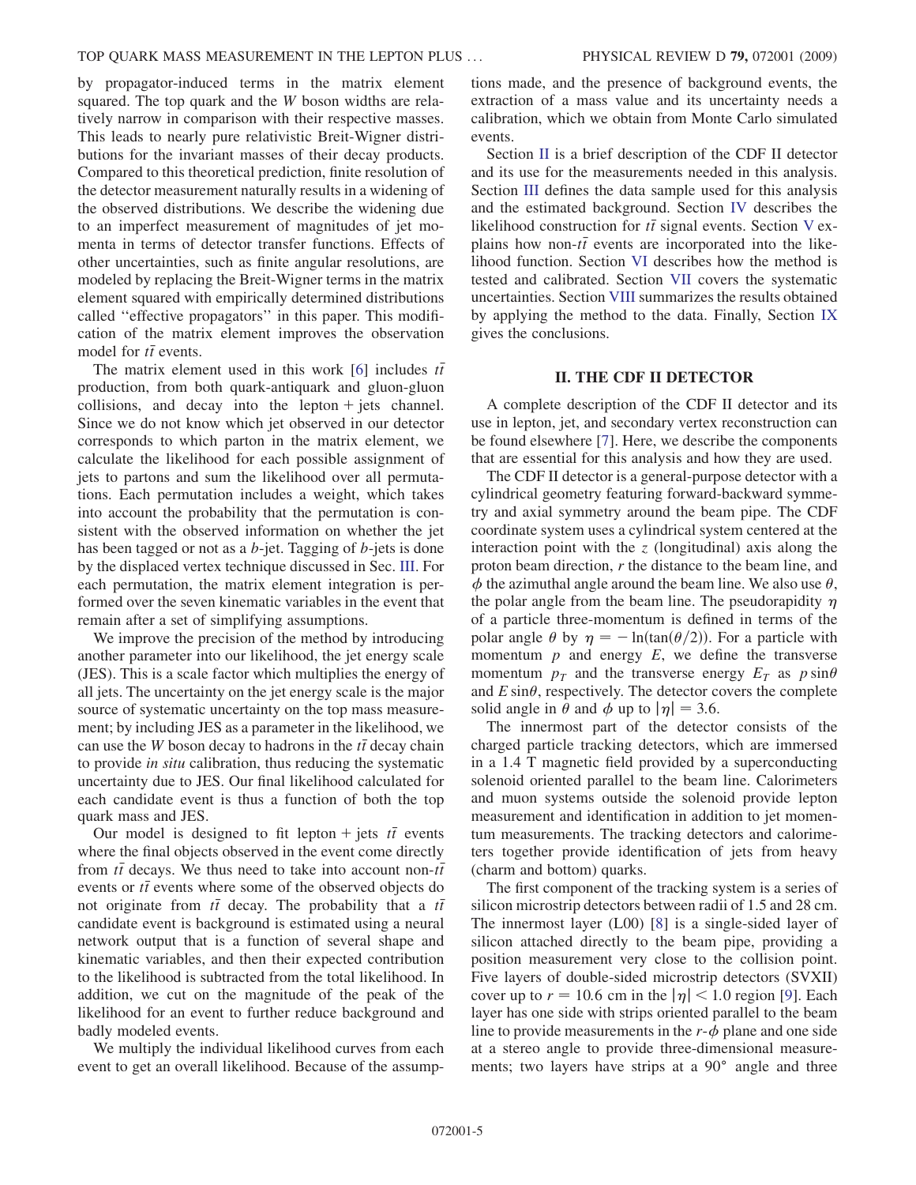by propagator-induced terms in the matrix element squared. The top quark and the $W$ boson widths are relatively narrow in comparison with their respective masses. This leads to nearly pure relativistic Breit-Wigner distributions for the invariant masses of their decay products. Compared to this theoretical prediction, finite resolution of the detector measurement naturally results in a widening of the observed distributions. We describe the widening due to an imperfect measurement of magnitudes of jet momenta in terms of detector transfer functions. Effects of other uncertainties, such as finite angular resolutions, are modeled by replacing the Breit-Wigner terms in the matrix element squared with empirically determined distributions called "effective propagators" in this paper. This modification of the matrix element improves the observation model for $t\bar{t}$ events.

The matrix element used in this work [6] includes $t\bar{t}$ production, from both quark-antiquark and gluon-gluon collisions, and decay into the lepton + jets channel. Since we do not know which jet observed in our detector corresponds to which parton in the matrix element, we calculate the likelihood for each possible assignment of jets to partons and sum the likelihood over all permutations. Each permutation includes a weight, which takes into account the probability that the permutation is consistent with the observed information on whether the jet has been tagged or not as a $b$-jet. Tagging of $b$-jets is done by the displaced vertex technique discussed in Sec. III. For each permutation, the matrix element integration is performed over the seven kinematic variables in the event that remain after a set of simplifying assumptions.

We improve the precision of the method by introducing another parameter into our likelihood, the jet energy scale (JES). This is a scale factor which multiplies the energy of all jets. The uncertainty on the jet energy scale is the major source of systematic uncertainty on the top mass measurement; by including JES as a parameter in the likelihood, we can use the $W$ boson decay to hadrons in the $t\bar{t}$ decay chain to provide *in situ* calibration, thus reducing the systematic uncertainty due to JES. Our final likelihood calculated for each candidate event is thus a function of both the top quark mass and JES.

Our model is designed to fit lepton + jets $t\bar{t}$ events where the final objects observed in the event come directly from $t\bar{t}$ decays. We thus need to take into account non-$t\bar{t}$ events or $t\bar{t}$ events where some of the observed objects do not originate from $t\bar{t}$ decay. The probability that a $t\bar{t}$ candidate event is background is estimated using a neural network output that is a function of several shape and kinematic variables, and then their expected contribution to the likelihood is subtracted from the total likelihood. In addition, we cut on the magnitude of the peak of the likelihood for an event to further reduce background and badly modeled events.

We multiply the individual likelihood curves from each event to get an overall likelihood. Because of the assumptions made, and the presence of background events, the extraction of a mass value and its uncertainty needs a calibration, which we obtain from Monte Carlo simulated events.

Section II is a brief description of the CDF II detector and its use for the measurements needed in this analysis. Section III defines the data sample used for this analysis and the estimated background. Section IV describes the likelihood construction for $t\bar{t}$ signal events. Section V explains how non-$t\bar{t}$ events are incorporated into the likelihood function. Section VI describes how the method is tested and calibrated. Section VII covers the systematic uncertainties. Section VIII summarizes the results obtained by applying the method to the data. Finally, Section IX gives the conclusions.

## II. THE CDF II DETECTOR

A complete description of the CDF II detector and its use in lepton, jet, and secondary vertex reconstruction can be found elsewhere [7]. Here, we describe the components that are essential for this analysis and how they are used.

The CDF II detector is a general-purpose detector with a cylindrical geometry featuring forward-backward symmetry and axial symmetry around the beam pipe. The CDF coordinate system uses a cylindrical system centered at the interaction point with the $z$ (longitudinal) axis along the proton beam direction, $r$ the distance to the beam line, and $\phi$ the azimuthal angle around the beam line. We also use $\theta$, the polar angle from the beam line. The pseudorapidity $\eta$ of a particle three-momentum is defined in terms of the polar angle $\theta$ by $\eta = -\ln(\tan(\theta/2))$. For a particle with momentum $p$ and energy $E$, we define the transverse momentum $p_T$ and the transverse energy $E_T$ as $p\sin\theta$ and $E\sin\theta$, respectively. The detector covers the complete solid angle in $\theta$ and $\phi$ up to $|\eta| = 3.6$.

The innermost part of the detector consists of the charged particle tracking detectors, which are immersed in a 1.4 T magnetic field provided by a superconducting solenoid oriented parallel to the beam line. Calorimeters and muon systems outside the solenoid provide lepton measurement and identification in addition to jet momentum measurements. The tracking detectors and calorimeters together provide identification of jets from heavy (charm and bottom) quarks.

The first component of the tracking system is a series of silicon microstrip detectors between radii of 1.5 and 28 cm. The innermost layer (L00) [8] is a single-sided layer of silicon attached directly to the beam pipe, providing a position measurement very close to the collision point. Five layers of double-sided microstrip detectors (SVXII) cover up to $r = 10.6$ cm in the $|\eta| < 1.0$ region [9]. Each layer has one side with strips oriented parallel to the beam line to provide measurements in the $r$-$\phi$ plane and one side at a stereo angle to provide three-dimensional measurements; two layers have strips at a 90° angle and three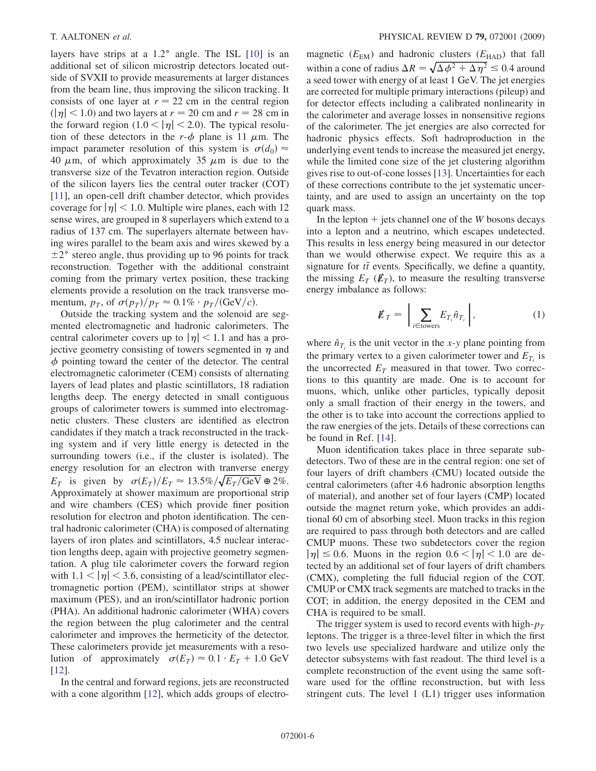layers have strips at a 1.2° angle. The ISL [10] is an additional set of silicon microstrip detectors located outside of SVXII to provide measurements at larger distances from the beam line, thus improving the silicon tracking. It consists of one layer at $r = 22$ cm in the central region ($|\eta| < 1.0$) and two layers at $r = 20$ cm and $r = 28$ cm in the forward region ($1.0 < |\eta| < 2.0$). The typical resolution of these detectors in the $r$-$\phi$ plane is 11 $\mu$m. The impact parameter resolution of this system is $\sigma(d_0) \approx 40$ $\mu$m, of which approximately 35 $\mu$m is due to the transverse size of the Tevatron interaction region. Outside of the silicon layers lies the central outer tracker (COT) [11], an open-cell drift chamber detector, which provides coverage for $|\eta| < 1.0$. Multiple wire planes, each with 12 sense wires, are grouped in 8 superlayers which extend to a radius of 137 cm. The superlayers alternate between having wires parallel to the beam axis and wires skewed by a $\pm 2°$ stereo angle, thus providing up to 96 points for track reconstruction. Together with the additional constraint coming from the primary vertex position, these tracking elements provide a resolution on the track transverse momentum, $p_T$, of $\sigma(p_T)/p_T \approx 0.1\% \cdot p_T/(\text{GeV}/c)$.

Outside the tracking system and the solenoid are segmented electromagnetic and hadronic calorimeters. The central calorimeter covers up to $|\eta| < 1.1$ and has a projective geometry consisting of towers segmented in $\eta$ and $\phi$ pointing toward the center of the detector. The central electromagnetic calorimeter (CEM) consists of alternating layers of lead plates and plastic scintillators, 18 radiation lengths deep. The energy detected in small contiguous groups of calorimeter towers is summed into electromagnetic clusters. These clusters are identified as electron candidates if they match a track reconstructed in the tracking system and if very little energy is detected in the surrounding towers (i.e., if the cluster is isolated). The energy resolution for an electron with tranverse energy $E_T$ is given by $\sigma(E_T)/E_T \approx 13.5\%/\sqrt{E_T/\text{GeV}} \oplus 2\%$. Approximately at shower maximum are proportional strip and wire chambers (CES) which provide finer position resolution for electron and photon identification. The central hadronic calorimeter (CHA) is composed of alternating layers of iron plates and scintillators, 4.5 nuclear interaction lengths deep, again with projective geometry segmentation. A plug tile calorimeter covers the forward region with $1.1 < |\eta| < 3.6$, consisting of a lead/scintillator electromagnetic portion (PEM), scintillator strips at shower maximum (PES), and an iron/scintillator hadronic portion (PHA). An additional hadronic calorimeter (WHA) covers the region between the plug calorimeter and the central calorimeter and improves the hermeticity of the detector. These calorimeters provide jet measurements with a resolution of approximately $\sigma(E_T) \approx 0.1 \cdot E_T + 1.0$ GeV [12].

In the central and forward regions, jets are reconstructed with a cone algorithm [12], which adds groups of electromagnetic ($E_{\text{EM}}$) and hadronic clusters ($E_{\text{HAD}}$) that fall within a cone of radius $\Delta R = \sqrt{\Delta\phi^2 + \Delta\eta^2} \leq 0.4$ around a seed tower with energy of at least 1 GeV. The jet energies are corrected for multiple primary interactions (pileup) and for detector effects including a calibrated nonlinearity in the calorimeter and average losses in nonsensitive regions of the calorimeter. The jet energies are also corrected for hadronic physics effects. Soft hadroproduction in the underlying event tends to increase the measured jet energy, while the limited cone size of the jet clustering algorithm gives rise to out-of-cone losses [13]. Uncertainties for each of these corrections contribute to the jet systematic uncertainty, and are used to assign an uncertainty on the top quark mass.

In the lepton + jets channel one of the $W$ bosons decays into a lepton and a neutrino, which escapes undetected. This results in less energy being measured in our detector than we would otherwise expect. We require this as a signature for $t\bar{t}$ events. Specifically, we define a quantity, the missing $E_T$ ($\not{E}_T$), to measure the resulting transverse energy imbalance as follows:

$$\not{E}_T = \left| \sum_{i \in \text{towers}} E_{T_i} \hat{n}_{T_i} \right|, \tag{1}$$

where $\hat{n}_{T_i}$ is the unit vector in the $x$-$y$ plane pointing from the primary vertex to a given calorimeter tower and $E_{T_i}$ is the uncorrected $E_T$ measured in that tower. Two corrections to this quantity are made. One is to account for muons, which, unlike other particles, typically deposit only a small fraction of their energy in the towers, and the other is to take into account the corrections applied to the raw energies of the jets. Details of these corrections can be found in Ref. [14].

Muon identification takes place in three separate subdetectors. Two of these are in the central region: one set of four layers of drift chambers (CMU) located outside the central calorimeters (after 4.6 hadronic absorption lengths of material), and another set of four layers (CMP) located outside the magnet return yoke, which provides an additional 60 cm of absorbing steel. Muon tracks in this region are required to pass through both detectors and are called CMUP muons. These two subdetectors cover the region $|\eta| \leq 0.6$. Muons in the region $0.6 < |\eta| < 1.0$ are detected by an additional set of four layers of drift chambers (CMX), completing the full fiducial region of the COT. CMUP or CMX track segments are matched to tracks in the COT; in addition, the energy deposited in the CEM and CHA is required to be small.

The trigger system is used to record events with high-$p_T$ leptons. The trigger is a three-level filter in which the first two levels use specialized hardware and utilize only the detector subsystems with fast readout. The third level is a complete reconstruction of the event using the same software used for the offline reconstruction, but with less stringent cuts. The level 1 (L1) trigger uses information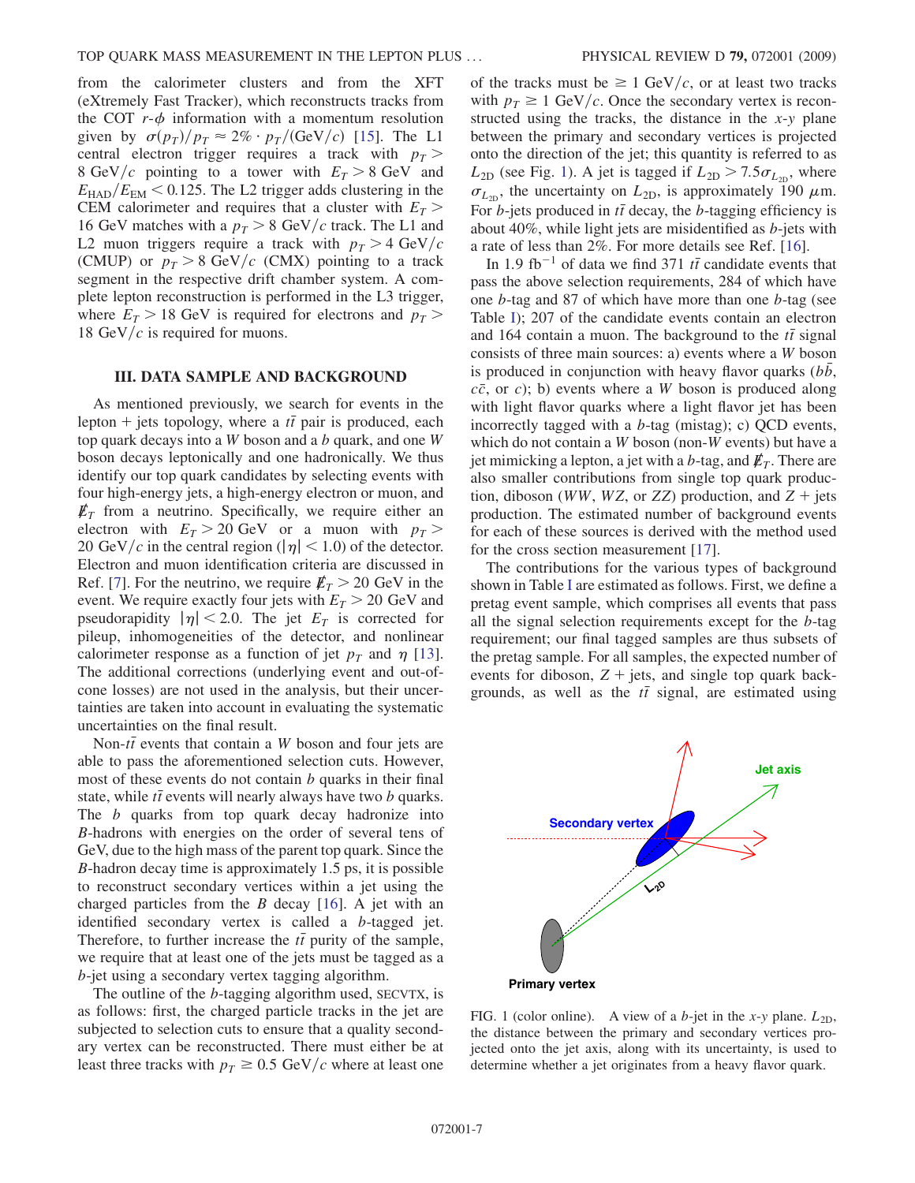from the calorimeter clusters and from the XFT (eXtremely Fast Tracker), which reconstructs tracks from the COT $r$-$\phi$ information with a momentum resolution given by $\sigma(p_T)/p_T \approx 2\% \cdot p_T/(\text{GeV}/c)$ [15]. The L1 central electron trigger requires a track with $p_T > 8$ GeV/$c$ pointing to a tower with $E_T > 8$ GeV and $E_{\text{HAD}}/E_{\text{EM}} < 0.125$. The L2 trigger adds clustering in the CEM calorimeter and requires that a cluster with $E_T > 16$ GeV matches with a $p_T > 8$ GeV/$c$ track. The L1 and L2 muon triggers require a track with $p_T > 4$ GeV/$c$ (CMUP) or $p_T > 8$ GeV/$c$ (CMX) pointing to a track segment in the respective drift chamber system. A complete lepton reconstruction is performed in the L3 trigger, where $E_T > 18$ GeV is required for electrons and $p_T > 18$ GeV/$c$ is required for muons.

## III. DATA SAMPLE AND BACKGROUND

As mentioned previously, we search for events in the lepton + jets topology, where a $t\bar{t}$ pair is produced, each top quark decays into a $W$ boson and a $b$ quark, and one $W$ boson decays leptonically and one hadronically. We thus identify our top quark candidates by selecting events with four high-energy jets, a high-energy electron or muon, and $\not\!\!E_T$ from a neutrino. Specifically, we require either an electron with $E_T > 20$ GeV or a muon with $p_T > 20$ GeV/$c$ in the central region ($|\eta| < 1.0$) of the detector. Electron and muon identification criteria are discussed in Ref. [7]. For the neutrino, we require $\not\!\!E_T > 20$ GeV in the event. We require exactly four jets with $E_T > 20$ GeV and pseudorapidity $|\eta| < 2.0$. The jet $E_T$ is corrected for pileup, inhomogeneities of the detector, and nonlinear calorimeter response as a function of jet $p_T$ and $\eta$ [13]. The additional corrections (underlying event and out-of-cone losses) are not used in the analysis, but their uncertainties are taken into account in evaluating the systematic uncertainties on the final result.

Non-$t\bar{t}$ events that contain a $W$ boson and four jets are able to pass the aforementioned selection cuts. However, most of these events do not contain $b$ quarks in their final state, while $t\bar{t}$ events will nearly always have two $b$ quarks. The $b$ quarks from top quark decay hadronize into $B$-hadrons with energies on the order of several tens of GeV, due to the high mass of the parent top quark. Since the $B$-hadron decay time is approximately 1.5 ps, it is possible to reconstruct secondary vertices within a jet using the charged particles from the $B$ decay [16]. A jet with an identified secondary vertex is called a $b$-tagged jet. Therefore, to further increase the $t\bar{t}$ purity of the sample, we require that at least one of the jets must be tagged as a $b$-jet using a secondary vertex tagging algorithm.

The outline of the $b$-tagging algorithm used, SECVTX, is as follows: first, the charged particle tracks in the jet are subjected to selection cuts to ensure that a quality secondary vertex can be reconstructed. There must either be at least three tracks with $p_T \geq 0.5$ GeV/$c$ where at least one of the tracks must be $\geq 1$ GeV/$c$, or at least two tracks with $p_T \geq 1$ GeV/$c$. Once the secondary vertex is reconstructed using the tracks, the distance in the $x$-$y$ plane between the primary and secondary vertices is projected onto the direction of the jet; this quantity is referred to as $L_{2\text{D}}$ (see Fig. 1). A jet is tagged if $L_{2\text{D}} > 7.5\sigma_{L_{2\text{D}}}$, where $\sigma_{L_{2\text{D}}}$, the uncertainty on $L_{2\text{D}}$, is approximately 190 $\mu$m. For $b$-jets produced in $t\bar{t}$ decay, the $b$-tagging efficiency is about 40%, while light jets are misidentified as $b$-jets with a rate of less than 2%. For more details see Ref. [16].

In 1.9 fb$^{-1}$ of data we find 371 $t\bar{t}$ candidate events that pass the above selection requirements, 284 of which have one $b$-tag and 87 of which have more than one $b$-tag (see Table I); 207 of the candidate events contain an electron and 164 contain a muon. The background to the $t\bar{t}$ signal consists of three main sources: a) events where a $W$ boson is produced in conjunction with heavy flavor quarks ($b\bar{b}$, $c\bar{c}$, or $c$); b) events where a $W$ boson is produced along with light flavor quarks where a light flavor jet has been incorrectly tagged with a $b$-tag (mistag); c) QCD events, which do not contain a $W$ boson (non-$W$ events) but have a jet mimicking a lepton, a jet with a $b$-tag, and $\not\!\!E_T$. There are also smaller contributions from single top quark production, diboson ($WW$, $WZ$, or $ZZ$) production, and $Z$ + jets production. The estimated number of background events for each of these sources is derived with the method used for the cross section measurement [17].

The contributions for the various types of background shown in Table I are estimated as follows. First, we define a pretag event sample, which comprises all events that pass all the signal selection requirements except for the $b$-tag requirement; our final tagged samples are thus subsets of the pretag sample. For all samples, the expected number of events for diboson, $Z$ + jets, and single top quark backgrounds, as well as the $t\bar{t}$ signal, are estimated using

FIG. 1 (color online). A view of a $b$-jet in the $x$-$y$ plane. $L_{2\text{D}}$, the distance between the primary and secondary vertices projected onto the jet axis, along with its uncertainty, is used to determine whether a jet originates from a heavy flavor quark.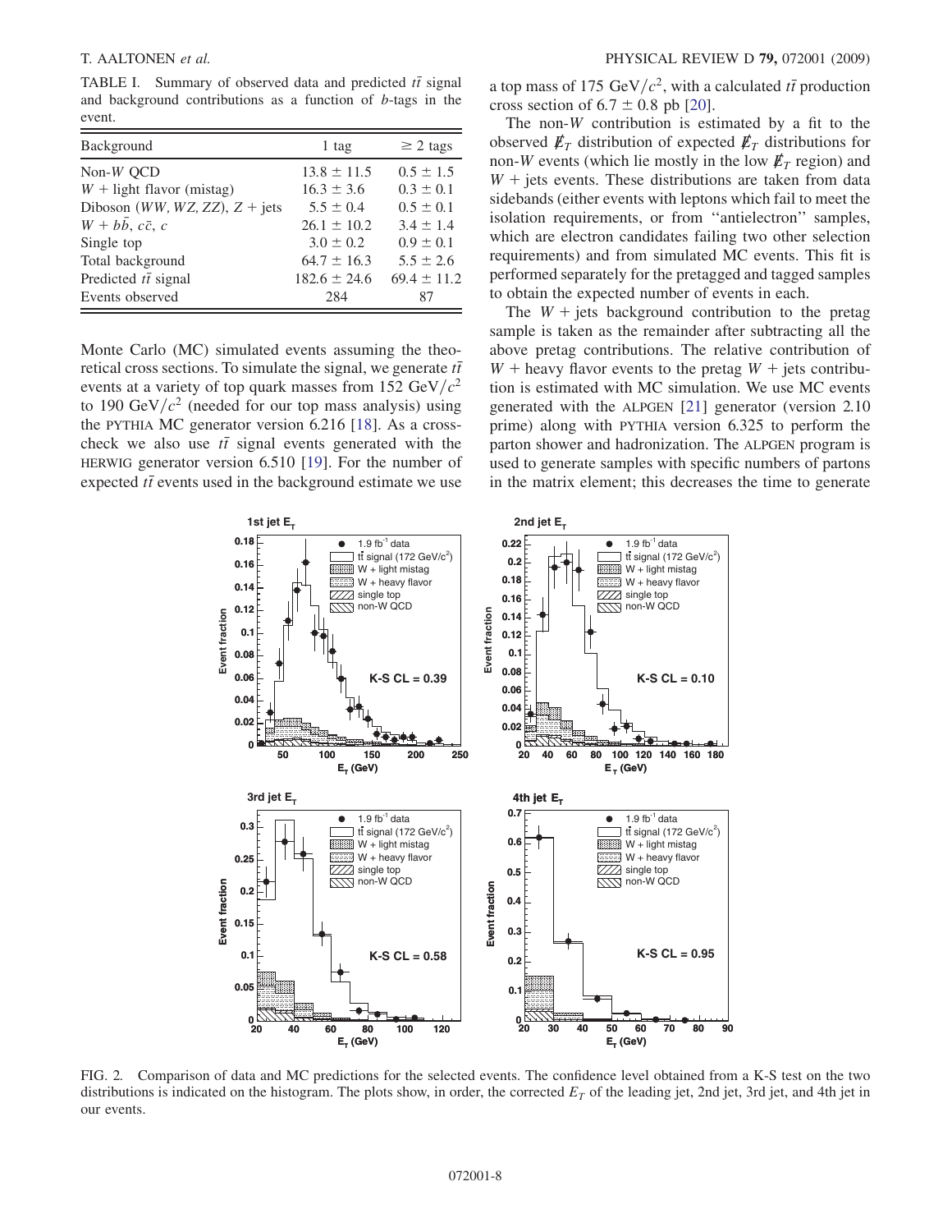TABLE I. Summary of observed data and predicted $t\bar{t}$ signal and background contributions as a function of $b$-tags in the event.

| Background | 1 tag | $\geq 2$ tags |
| --- | --- | --- |
| Non-$W$ QCD | $13.8 \pm 11.5$ | $0.5 \pm 1.5$ |
| $W$ + light flavor (mistag) | $16.3 \pm 3.6$ | $0.3 \pm 0.1$ |
| Diboson ($WW$, $WZ$, $ZZ$), $Z$ + jets | $5.5 \pm 0.4$ | $0.5 \pm 0.1$ |
| $W + b\bar{b}$, $c\bar{c}$, $c$ | $26.1 \pm 10.2$ | $3.4 \pm 1.4$ |
| Single top | $3.0 \pm 0.2$ | $0.9 \pm 0.1$ |
| Total background | $64.7 \pm 16.3$ | $5.5 \pm 2.6$ |
| Predicted $t\bar{t}$ signal | $182.6 \pm 24.6$ | $69.4 \pm 11.2$ |
| Events observed | 284 | 87 |

Monte Carlo (MC) simulated events assuming the theoretical cross sections. To simulate the signal, we generate $t\bar{t}$ events at a variety of top quark masses from 152 GeV$/c^2$ to 190 GeV$/c^2$ (needed for our top mass analysis) using the PYTHIA MC generator version 6.216 [18]. As a cross-check we also use $t\bar{t}$ signal events generated with the HERWIG generator version 6.510 [19]. For the number of expected $t\bar{t}$ events used in the background estimate we use a top mass of 175 GeV$/c^2$, with a calculated $t\bar{t}$ production cross section of $6.7 \pm 0.8$ pb [20].

The non-$W$ contribution is estimated by a fit to the observed $\not\!\!E_T$ distribution of expected $\not\!\!E_T$ distributions for non-$W$ events (which lie mostly in the low $\not\!\!E_T$ region) and $W$ + jets events. These distributions are taken from data sidebands (either events with leptons which fail to meet the isolation requirements, or from "antielectron" samples, which are electron candidates failing two other selection requirements) and from simulated MC events. This fit is performed separately for the pretagged and tagged samples to obtain the expected number of events in each.

The $W$ + jets background contribution to the pretag sample is taken as the remainder after subtracting all the above pretag contributions. The relative contribution of $W$ + heavy flavor events to the pretag $W$ + jets contribution is estimated with MC simulation. We use MC events generated with the ALPGEN [21] generator (version 2.10 prime) along with PYTHIA version 6.325 to perform the parton shower and hadronization. The ALPGEN program is used to generate samples with specific numbers of partons in the matrix element; this decreases the time to generate

FIG. 2. Comparison of data and MC predictions for the selected events. The confidence level obtained from a K-S test on the two distributions is indicated on the histogram. The plots show, in order, the corrected $E_T$ of the leading jet, 2nd jet, 3rd jet, and 4th jet in our events.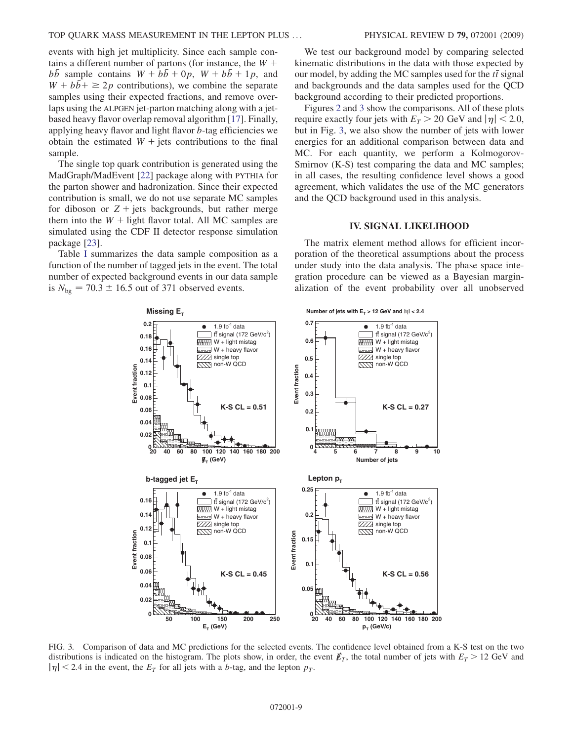events with high jet multiplicity. Since each sample contains a different number of partons (for instance, the $W + b\bar{b}$ sample contains $W + b\bar{b} + 0p$, $W + b\bar{b} + 1p$, and $W + b\bar{b} + \geq 2p$ contributions), we combine the separate samples using their expected fractions, and remove overlaps using the ALPGEN jet-parton matching along with a jet-based heavy flavor overlap removal algorithm [17]. Finally, applying heavy flavor and light flavor $b$-tag efficiencies we obtain the estimated $W$ + jets contributions to the final sample.

The single top quark contribution is generated using the MadGraph/MadEvent [22] package along with PYTHIA for the parton shower and hadronization. Since their expected contribution is small, we do not use separate MC samples for diboson or $Z$ + jets backgrounds, but rather merge them into the $W$ + light flavor total. All MC samples are simulated using the CDF II detector response simulation package [23].

Table I summarizes the data sample composition as a function of the number of tagged jets in the event. The total number of expected background events in our data sample is $N_{\rm bg} = 70.3 \pm 16.5$ out of 371 observed events.

We test our background model by comparing selected kinematic distributions in the data with those expected by our model, by adding the MC samples used for the $t\bar{t}$ signal and backgrounds and the data samples used for the QCD background according to their predicted proportions.

Figures 2 and 3 show the comparisons. All of these plots require exactly four jets with $E_T > 20$ GeV and $|\eta| < 2.0$, but in Fig. 3, we also show the number of jets with lower energies for an additional comparison between data and MC. For each quantity, we perform a Kolmogorov-Smirnov (K-S) test comparing the data and MC samples; in all cases, the resulting confidence level shows a good agreement, which validates the use of the MC generators and the QCD background used in this analysis.

## IV. SIGNAL LIKELIHOOD

The matrix element method allows for efficient incorporation of the theoretical assumptions about the process under study into the data analysis. The phase space integration procedure can be viewed as a Bayesian marginalization of the event probability over all unobserved

FIG. 3. Comparison of data and MC predictions for the selected events. The confidence level obtained from a K-S test on the two distributions is indicated on the histogram. The plots show, in order, the event $\not\!\!E_T$, the total number of jets with $E_T > 12$ GeV and $|\eta| < 2.4$ in the event, the $E_T$ for all jets with a $b$-tag, and the lepton $p_T$.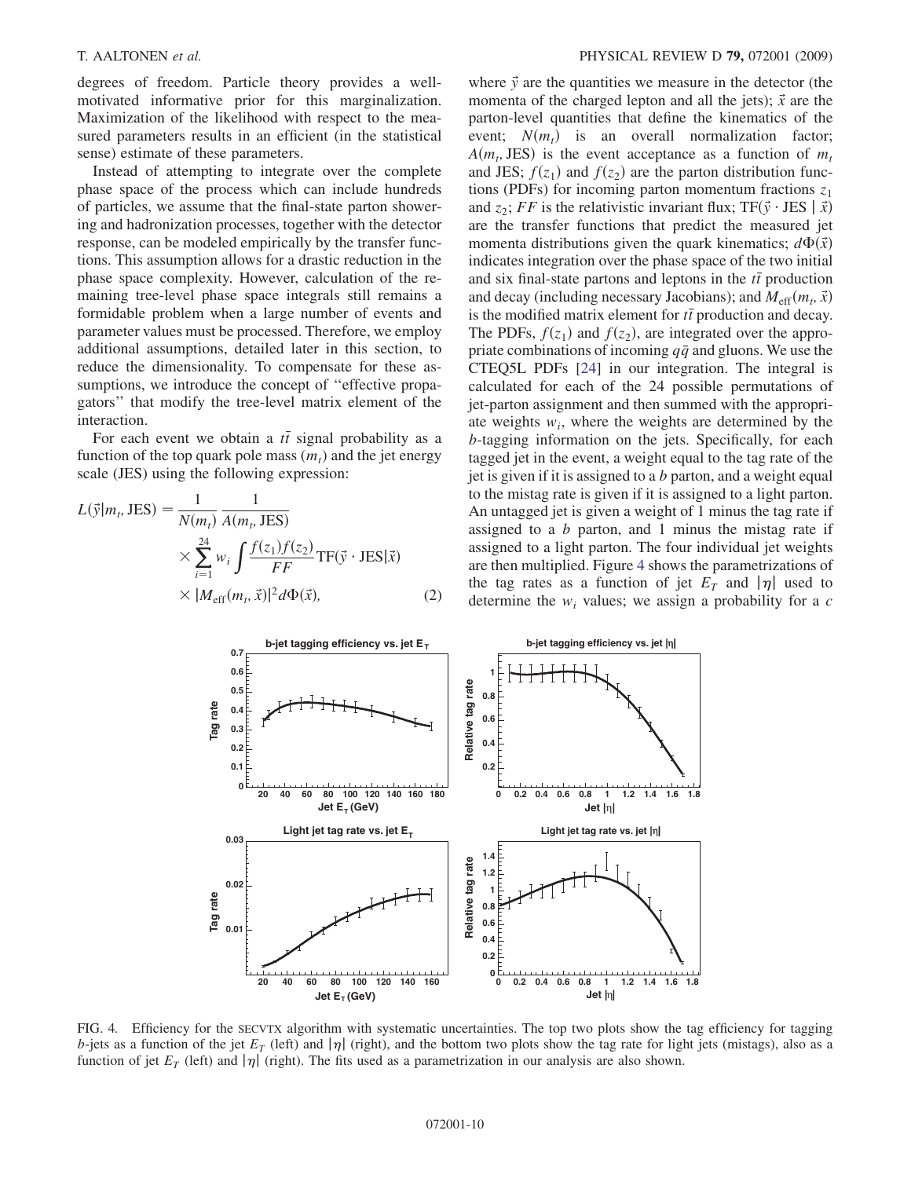degrees of freedom. Particle theory provides a well-motivated informative prior for this marginalization. Maximization of the likelihood with respect to the measured parameters results in an efficient (in the statistical sense) estimate of these parameters.

Instead of attempting to integrate over the complete phase space of the process which can include hundreds of particles, we assume that the final-state parton showering and hadronization processes, together with the detector response, can be modeled empirically by the transfer functions. This assumption allows for a drastic reduction in the phase space complexity. However, calculation of the remaining tree-level phase space integrals still remains a formidable problem when a large number of events and parameter values must be processed. Therefore, we employ additional assumptions, detailed later in this section, to reduce the dimensionality. To compensate for these assumptions, we introduce the concept of "effective propagators" that modify the tree-level matrix element of the interaction.

For each event we obtain a $t\bar{t}$ signal probability as a function of the top quark pole mass ($m_t$) and the jet energy scale (JES) using the following expression:

$$L(\vec{y}|m_t, \mathrm{JES}) = \frac{1}{N(m_t)} \frac{1}{A(m_t, \mathrm{JES})} \times \sum_{i=1}^{24} w_i \int \frac{f(z_1)f(z_2)}{FF} \mathrm{TF}(\vec{y} \cdot \mathrm{JES}|\vec{x}) \times |M_{\mathrm{eff}}(m_t, \vec{x})|^2 d\Phi(\vec{x}), \tag{2}$$

where $\vec{y}$ are the quantities we measure in the detector (the momenta of the charged lepton and all the jets); $\vec{x}$ are the parton-level quantities that define the kinematics of the event; $N(m_t)$ is an overall normalization factor; $A(m_t, \mathrm{JES})$ is the event acceptance as a function of $m_t$ and JES; $f(z_1)$ and $f(z_2)$ are the parton distribution functions (PDFs) for incoming parton momentum fractions $z_1$ and $z_2$; $FF$ is the relativistic invariant flux; $\mathrm{TF}(\vec{y} \cdot \mathrm{JES} \mid \vec{x})$ are the transfer functions that predict the measured jet momenta distributions given the quark kinematics; $d\Phi(\vec{x})$ indicates integration over the phase space of the two initial and six final-state partons and leptons in the $t\bar{t}$ production and decay (including necessary Jacobians); and $M_{\mathrm{eff}}(m_t, \vec{x})$ is the modified matrix element for $t\bar{t}$ production and decay. The PDFs, $f(z_1)$ and $f(z_2)$, are integrated over the appropriate combinations of incoming $q\bar{q}$ and gluons. We use the CTEQ5L PDFs [24] in our integration. The integral is calculated for each of the 24 possible permutations of jet-parton assignment and then summed with the appropriate weights $w_i$, where the weights are determined by the $b$-tagging information on the jets. Specifically, for each tagged jet in the event, a weight equal to the tag rate of the jet is given if it is assigned to a $b$ parton, and a weight equal to the mistag rate is given if it is assigned to a light parton. An untagged jet is given a weight of 1 minus the tag rate if assigned to a $b$ parton, and 1 minus the mistag rate if assigned to a light parton. The four individual jet weights are then multiplied. Figure 4 shows the parametrizations of the tag rates as a function of jet $E_T$ and $|\eta|$ used to determine the $w_i$ values; we assign a probability for a $c$

FIG. 4. Efficiency for the SECVTX algorithm with systematic uncertainties. The top two plots show the tag efficiency for tagging $b$-jets as a function of the jet $E_T$ (left) and $|\eta|$ (right), and the bottom two plots show the tag rate for light jets (mistags), also as a function of jet $E_T$ (left) and $|\eta|$ (right). The fits used as a parametrization in our analysis are also shown.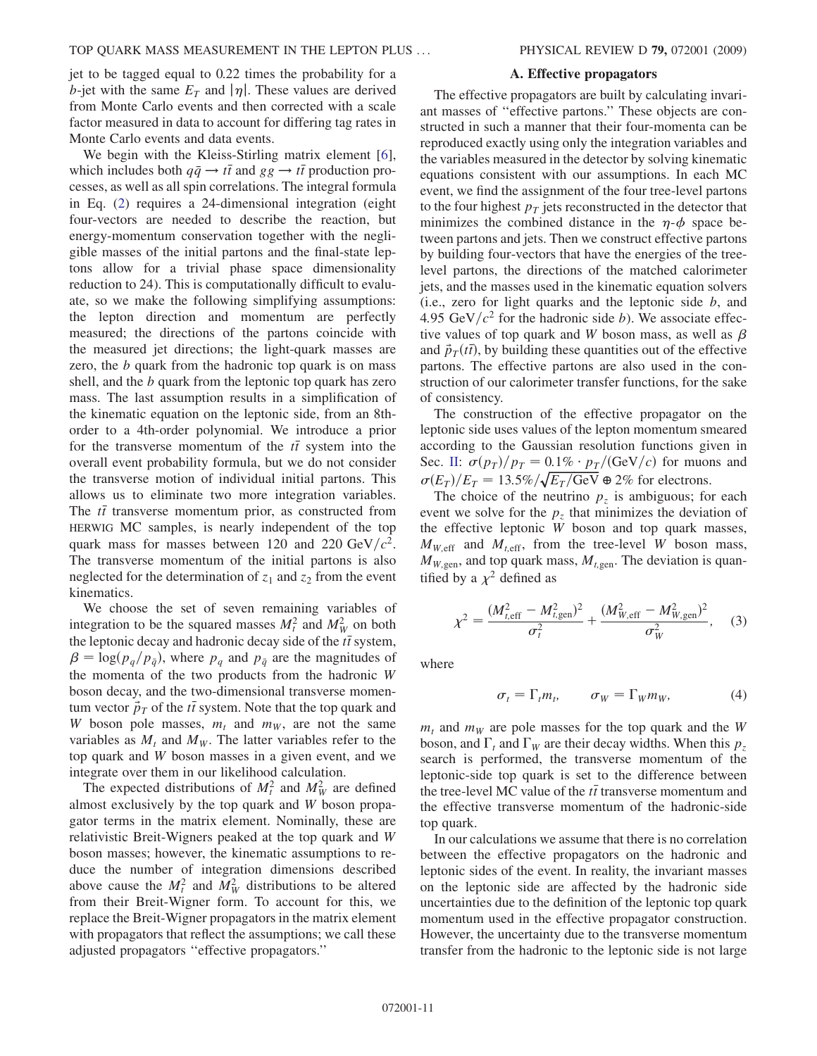jet to be tagged equal to 0.22 times the probability for a $b$-jet with the same $E_T$ and $|\eta|$. These values are derived from Monte Carlo events and then corrected with a scale factor measured in data to account for differing tag rates in Monte Carlo events and data events.

We begin with the Kleiss-Stirling matrix element [6], which includes both $q\bar{q} \to t\bar{t}$ and $gg \to t\bar{t}$ production processes, as well as all spin correlations. The integral formula in Eq. (2) requires a 24-dimensional integration (eight four-vectors are needed to describe the reaction, but energy-momentum conservation together with the negligible masses of the initial partons and the final-state leptons allow for a trivial phase space dimensionality reduction to 24). This is computationally difficult to evaluate, so we make the following simplifying assumptions: the lepton direction and momentum are perfectly measured; the directions of the partons coincide with the measured jet directions; the light-quark masses are zero, the $b$ quark from the hadronic top quark is on mass shell, and the $b$ quark from the leptonic top quark has zero mass. The last assumption results in a simplification of the kinematic equation on the leptonic side, from an 8th-order to a 4th-order polynomial. We introduce a prior for the transverse momentum of the $t\bar{t}$ system into the overall event probability formula, but we do not consider the transverse motion of individual initial partons. This allows us to eliminate two more integration variables. The $t\bar{t}$ transverse momentum prior, as constructed from HERWIG MC samples, is nearly independent of the top quark mass for masses between 120 and 220 $\mathrm{GeV}/c^2$. The transverse momentum of the initial partons is also neglected for the determination of $z_1$ and $z_2$ from the event kinematics.

We choose the set of seven remaining variables of integration to be the squared masses $M_t^2$ and $M_W^2$ on both the leptonic decay and hadronic decay side of the $t\bar{t}$ system, $\beta = \log(p_q/p_{\bar{q}})$, where $p_q$ and $p_{\bar{q}}$ are the magnitudes of the momenta of the two products from the hadronic $W$ boson decay, and the two-dimensional transverse momentum vector $\vec{p}_T$ of the $t\bar{t}$ system. Note that the top quark and $W$ boson pole masses, $m_t$ and $m_W$, are not the same variables as $M_t$ and $M_W$. The latter variables refer to the top quark and $W$ boson masses in a given event, and we integrate over them in our likelihood calculation.

The expected distributions of $M_t^2$ and $M_W^2$ are defined almost exclusively by the top quark and $W$ boson propagator terms in the matrix element. Nominally, these are relativistic Breit-Wigners peaked at the top quark and $W$ boson masses; however, the kinematic assumptions to reduce the number of integration dimensions described above cause the $M_t^2$ and $M_W^2$ distributions to be altered from their Breit-Wigner form. To account for this, we replace the Breit-Wigner propagators in the matrix element with propagators that reflect the assumptions; we call these adjusted propagators "effective propagators."

### A. Effective propagators

The effective propagators are built by calculating invariant masses of "effective partons." These objects are constructed in such a manner that their four-momenta can be reproduced exactly using only the integration variables and the variables measured in the detector by solving kinematic equations consistent with our assumptions. In each MC event, we find the assignment of the four tree-level partons to the four highest $p_T$ jets reconstructed in the detector that minimizes the combined distance in the $\eta$-$\phi$ space between partons and jets. Then we construct effective partons by building four-vectors that have the energies of the tree-level partons, the directions of the matched calorimeter jets, and the masses used in the kinematic equation solvers (i.e., zero for light quarks and the leptonic side $b$, and 4.95 $\mathrm{GeV}/c^2$ for the hadronic side $b$). We associate effective values of top quark and $W$ boson mass, as well as $\beta$ and $\vec{p}_T(t\bar{t})$, by building these quantities out of the effective partons. The effective partons are also used in the construction of our calorimeter transfer functions, for the sake of consistency.

The construction of the effective propagator on the leptonic side uses values of the lepton momentum smeared according to the Gaussian resolution functions given in Sec. II: $\sigma(p_T)/p_T = 0.1\% \cdot p_T/(\mathrm{GeV}/c)$ for muons and $\sigma(E_T)/E_T = 13.5\%/\sqrt{E_T/\mathrm{GeV}} \oplus 2\%$ for electrons.

The choice of the neutrino $p_z$ is ambiguous; for each event we solve for the $p_z$ that minimizes the deviation of the effective leptonic $W$ boson and top quark masses, $M_{W,\mathrm{eff}}$ and $M_{t,\mathrm{eff}}$, from the tree-level $W$ boson mass, $M_{W,\mathrm{gen}}$, and top quark mass, $M_{t,\mathrm{gen}}$. The deviation is quantified by a $\chi^2$ defined as

$$\chi^2 = \frac{(M_{t,\mathrm{eff}}^2 - M_{t,\mathrm{gen}}^2)^2}{\sigma_t^2} + \frac{(M_{W,\mathrm{eff}}^2 - M_{W,\mathrm{gen}}^2)^2}{\sigma_W^2}, \quad (3)$$

where

$$\sigma_t = \Gamma_t m_t, \qquad \sigma_W = \Gamma_W m_W, \quad (4)$$

$m_t$ and $m_W$ are pole masses for the top quark and the $W$ boson, and $\Gamma_t$ and $\Gamma_W$ are their decay widths. When this $p_z$ search is performed, the transverse momentum of the leptonic-side top quark is set to the difference between the tree-level MC value of the $t\bar{t}$ transverse momentum and the effective transverse momentum of the hadronic-side top quark.

In our calculations we assume that there is no correlation between the effective propagators on the hadronic and leptonic sides of the event. In reality, the invariant masses on the leptonic side are affected by the hadronic side uncertainties due to the definition of the leptonic top quark momentum used in the effective propagator construction. However, the uncertainty due to the transverse momentum transfer from the hadronic to the leptonic side is not large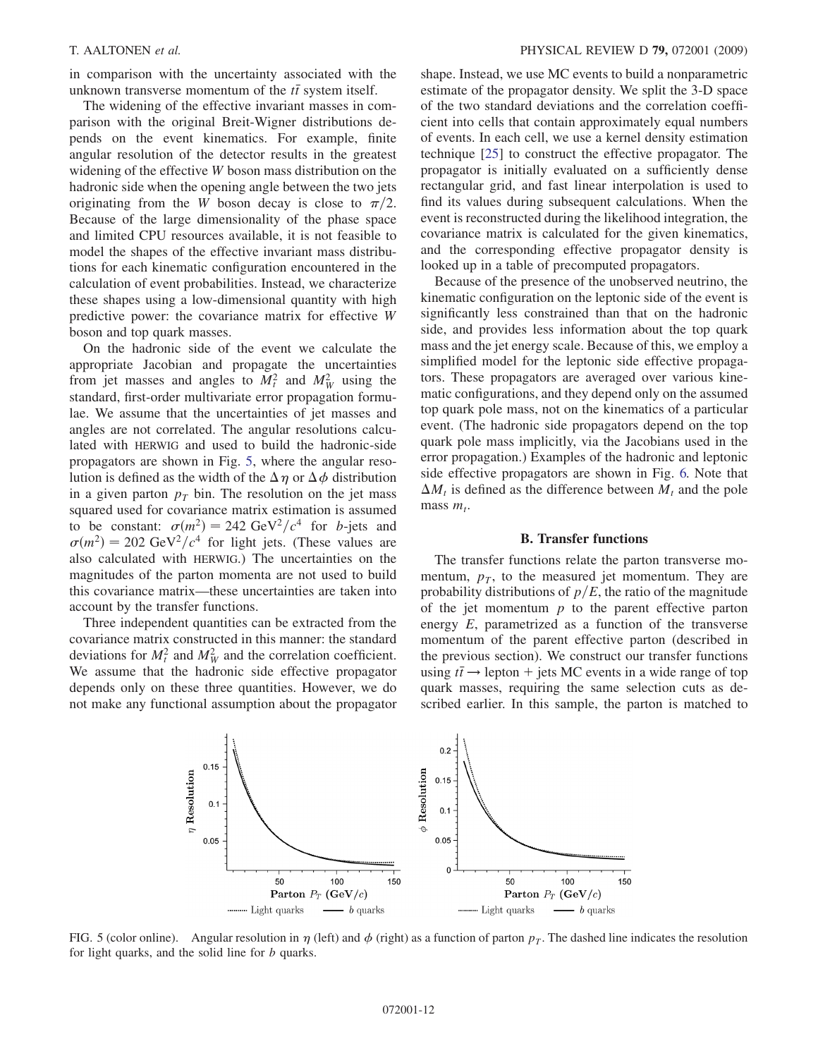in comparison with the uncertainty associated with the unknown transverse momentum of the $t\bar{t}$ system itself.

The widening of the effective invariant masses in comparison with the original Breit-Wigner distributions depends on the event kinematics. For example, finite angular resolution of the detector results in the greatest widening of the effective $W$ boson mass distribution on the hadronic side when the opening angle between the two jets originating from the $W$ boson decay is close to $\pi/2$. Because of the large dimensionality of the phase space and limited CPU resources available, it is not feasible to model the shapes of the effective invariant mass distributions for each kinematic configuration encountered in the calculation of event probabilities. Instead, we characterize these shapes using a low-dimensional quantity with high predictive power: the covariance matrix for effective $W$ boson and top quark masses.

On the hadronic side of the event we calculate the appropriate Jacobian and propagate the uncertainties from jet masses and angles to $M_t^2$ and $M_W^2$ using the standard, first-order multivariate error propagation formulae. We assume that the uncertainties of jet masses and angles are not correlated. The angular resolutions calculated with HERWIG and used to build the hadronic-side propagators are shown in Fig. 5, where the angular resolution is defined as the width of the $\Delta\eta$ or $\Delta\phi$ distribution in a given parton $p_T$ bin. The resolution on the jet mass squared used for covariance matrix estimation is assumed to be constant: $\sigma(m^2) = 242\ \mathrm{GeV}^2/c^4$ for $b$-jets and $\sigma(m^2) = 202\ \mathrm{GeV}^2/c^4$ for light jets. (These values are also calculated with HERWIG.) The uncertainties on the magnitudes of the parton momenta are not used to build this covariance matrix—these uncertainties are taken into account by the transfer functions.

Three independent quantities can be extracted from the covariance matrix constructed in this manner: the standard deviations for $M_t^2$ and $M_W^2$ and the correlation coefficient. We assume that the hadronic side effective propagator depends only on these three quantities. However, we do not make any functional assumption about the propagator shape. Instead, we use MC events to build a nonparametric estimate of the propagator density. We split the 3-D space of the two standard deviations and the correlation coefficient into cells that contain approximately equal numbers of events. In each cell, we use a kernel density estimation technique [25] to construct the effective propagator. The propagator is initially evaluated on a sufficiently dense rectangular grid, and fast linear interpolation is used to find its values during subsequent calculations. When the event is reconstructed during the likelihood integration, the covariance matrix is calculated for the given kinematics, and the corresponding effective propagator density is looked up in a table of precomputed propagators.

Because of the presence of the unobserved neutrino, the kinematic configuration on the leptonic side of the event is significantly less constrained than that on the hadronic side, and provides less information about the top quark mass and the jet energy scale. Because of this, we employ a simplified model for the leptonic side effective propagators. These propagators are averaged over various kinematic configurations, and they depend only on the assumed top quark pole mass, not on the kinematics of a particular event. (The hadronic side propagators depend on the top quark pole mass implicitly, via the Jacobians used in the error propagation.) Examples of the hadronic and leptonic side effective propagators are shown in Fig. 6. Note that $\Delta M_t$ is defined as the difference between $M_t$ and the pole mass $m_t$.

### B. Transfer functions

The transfer functions relate the parton transverse momentum, $p_T$, to the measured jet momentum. They are probability distributions of $p/E$, the ratio of the magnitude of the jet momentum $p$ to the parent effective parton energy $E$, parametrized as a function of the transverse momentum of the parent effective parton (described in the previous section). We construct our transfer functions using $t\bar{t} \rightarrow$ lepton + jets MC events in a wide range of top quark masses, requiring the same selection cuts as described earlier. In this sample, the parton is matched to

FIG. 5 (color online). Angular resolution in $\eta$ (left) and $\phi$ (right) as a function of parton $p_T$. The dashed line indicates the resolution for light quarks, and the solid line for $b$ quarks.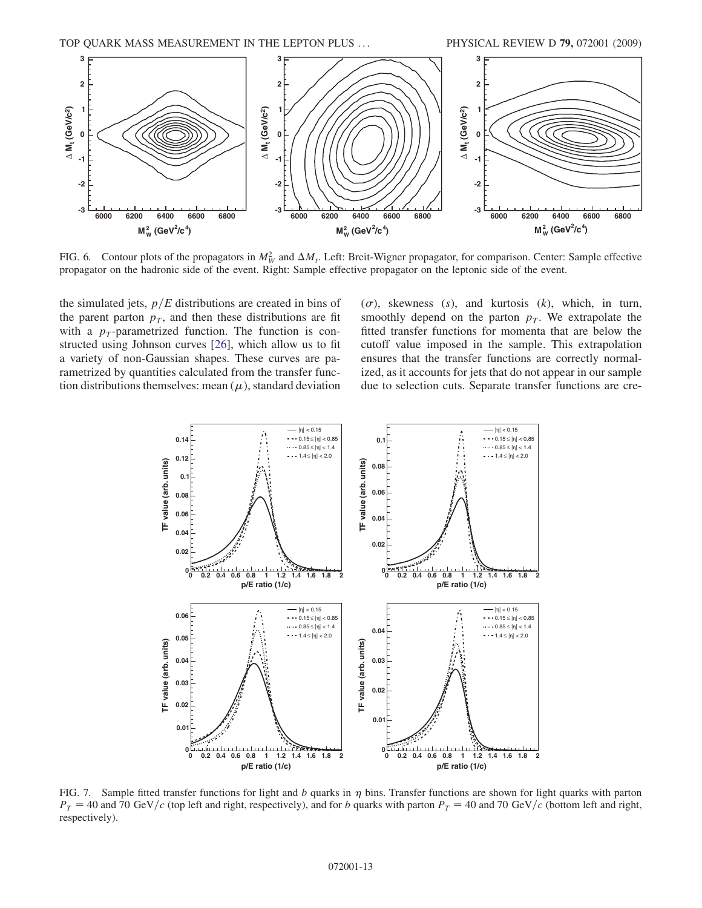FIG. 6. Contour plots of the propagators in $M_W^2$ and $\Delta M_t$. Left: Breit-Wigner propagator, for comparison. Center: Sample effective propagator on the hadronic side of the event. Right: Sample effective propagator on the leptonic side of the event.

the simulated jets, $p/E$ distributions are created in bins of the parent parton $p_T$, and then these distributions are fit with a $p_T$-parametrized function. The function is constructed using Johnson curves [26], which allow us to fit a variety of non-Gaussian shapes. These curves are parametrized by quantities calculated from the transfer function distributions themselves: mean ($\mu$), standard deviation ($\sigma$), skewness ($s$), and kurtosis ($k$), which, in turn, smoothly depend on the parton $p_T$. We extrapolate the fitted transfer functions for momenta that are below the cutoff value imposed in the sample. This extrapolation ensures that the transfer functions are correctly normalized, as it accounts for jets that do not appear in our sample due to selection cuts. Separate transfer functions are cre-

FIG. 7. Sample fitted transfer functions for light and $b$ quarks in $\eta$ bins. Transfer functions are shown for light quarks with parton $P_T = 40$ and 70 GeV/$c$ (top left and right, respectively), and for $b$ quarks with parton $P_T = 40$ and 70 GeV/$c$ (bottom left and right, respectively).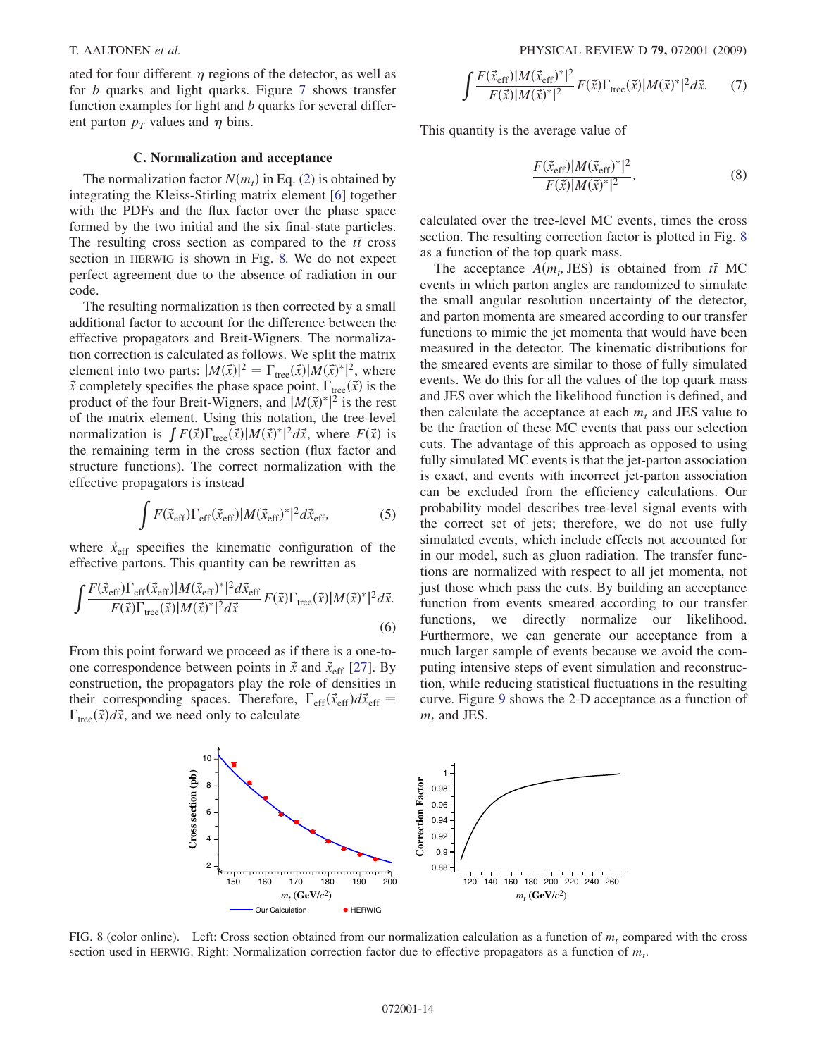ated for four different $\eta$ regions of the detector, as well as for $b$ quarks and light quarks. Figure 7 shows transfer function examples for light and $b$ quarks for several different parton $p_T$ values and $\eta$ bins.

### C. Normalization and acceptance

The normalization factor $N(m_t)$ in Eq. (2) is obtained by integrating the Kleiss-Stirling matrix element [6] together with the PDFs and the flux factor over the phase space formed by the two initial and the six final-state particles. The resulting cross section as compared to the $t\bar{t}$ cross section in HERWIG is shown in Fig. 8. We do not expect perfect agreement due to the absence of radiation in our code.

The resulting normalization is then corrected by a small additional factor to account for the difference between the effective propagators and Breit-Wigners. The normalization correction is calculated as follows. We split the matrix element into two parts: $|M(\vec{x})|^2 = \Gamma_{\text{tree}}(\vec{x})|M(\vec{x})^*|^2$, where $\vec{x}$ completely specifies the phase space point, $\Gamma_{\text{tree}}(\vec{x})$ is the product of the four Breit-Wigners, and $|M(\vec{x})^*|^2$ is the rest of the matrix element. Using this notation, the tree-level normalization is $\int F(\vec{x})\Gamma_{\text{tree}}(\vec{x})|M(\vec{x})^*|^2 d\vec{x}$, where $F(\vec{x})$ is the remaining term in the cross section (flux factor and structure functions). The correct normalization with the effective propagators is instead

$$\int F(\vec{x}_{\text{eff}})\Gamma_{\text{eff}}(\vec{x}_{\text{eff}})|M(\vec{x}_{\text{eff}})^*|^2 d\vec{x}_{\text{eff}}, \tag{5}$$

where $\vec{x}_{\text{eff}}$ specifies the kinematic configuration of the effective partons. This quantity can be rewritten as

$$\int \frac{F(\vec{x}_{\text{eff}})\Gamma_{\text{eff}}(\vec{x}_{\text{eff}})|M(\vec{x}_{\text{eff}})^*|^2 d\vec{x}_{\text{eff}}}{F(\vec{x})\Gamma_{\text{tree}}(\vec{x})|M(\vec{x})^*|^2 d\vec{x}} F(\vec{x})\Gamma_{\text{tree}}(\vec{x})|M(\vec{x})^*|^2 d\vec{x}. \tag{6}$$

From this point forward we proceed as if there is a one-to-one correspondence between points in $\vec{x}$ and $\vec{x}_{\text{eff}}$ [27]. By construction, the propagators play the role of densities in their corresponding spaces. Therefore, $\Gamma_{\text{eff}}(\vec{x}_{\text{eff}})d\vec{x}_{\text{eff}} = \Gamma_{\text{tree}}(\vec{x})d\vec{x}$, and we need only to calculate

$$\int \frac{F(\vec{x}_{\text{eff}})|M(\vec{x}_{\text{eff}})^*|^2}{F(\vec{x})|M(\vec{x})^*|^2} F(\vec{x})\Gamma_{\text{tree}}(\vec{x})|M(\vec{x})^*|^2 d\vec{x}. \tag{7}$$

This quantity is the average value of

$$\frac{F(\vec{x}_{\text{eff}})|M(\vec{x}_{\text{eff}})^*|^2}{F(\vec{x})|M(\vec{x})^*|^2}, \tag{8}$$

calculated over the tree-level MC events, times the cross section. The resulting correction factor is plotted in Fig. 8 as a function of the top quark mass.

The acceptance $A(m_t, \text{JES})$ is obtained from $t\bar{t}$ MC events in which parton angles are randomized to simulate the small angular resolution uncertainty of the detector, and parton momenta are smeared according to our transfer functions to mimic the jet momenta that would have been measured in the detector. The kinematic distributions for the smeared events are similar to those of fully simulated events. We do this for all the values of the top quark mass and JES over which the likelihood function is defined, and then calculate the acceptance at each $m_t$ and JES value to be the fraction of these MC events that pass our selection cuts. The advantage of this approach as opposed to using fully simulated MC events is that the jet-parton association is exact, and events with incorrect jet-parton association can be excluded from the efficiency calculations. Our probability model describes tree-level signal events with the correct set of jets; therefore, we do not use fully simulated events, which include effects not accounted for in our model, such as gluon radiation. The transfer functions are normalized with respect to all jet momenta, not just those which pass the cuts. By building an acceptance function from events smeared according to our transfer functions, we directly normalize our likelihood. Furthermore, we can generate our acceptance from a much larger sample of events because we avoid the computing intensive steps of event simulation and reconstruction, while reducing statistical fluctuations in the resulting curve. Figure 9 shows the 2-D acceptance as a function of $m_t$ and JES.

FIG. 8 (color online). Left: Cross section obtained from our normalization calculation as a function of $m_t$ compared with the cross section used in HERWIG. Right: Normalization correction factor due to effective propagators as a function of $m_t$.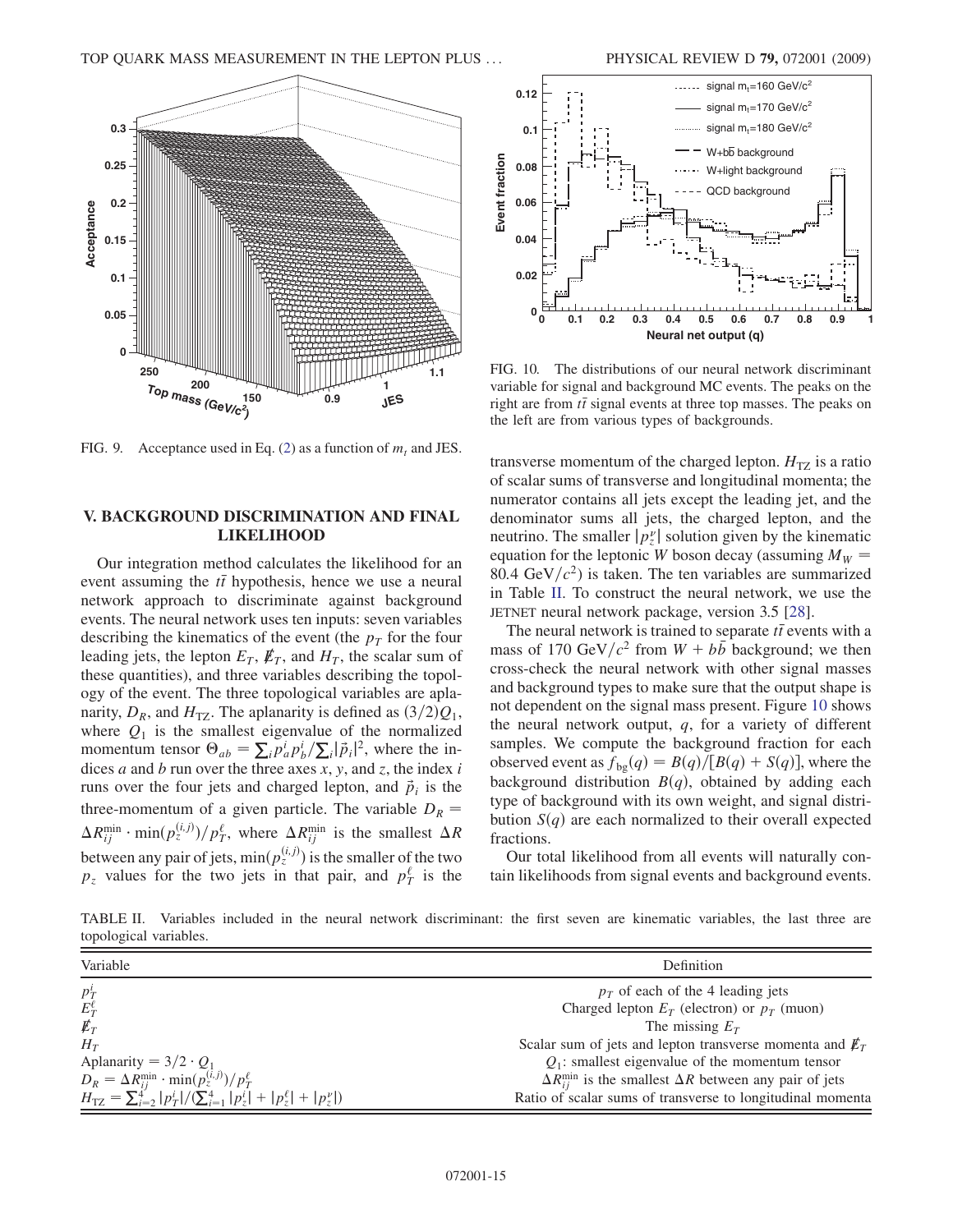FIG. 9. Acceptance used in Eq. (2) as a function of $m_t$ and JES.

FIG. 10. The distributions of our neural network discriminant variable for signal and background MC events. The peaks on the right are from $t\bar{t}$ signal events at three top masses. The peaks on the left are from various types of backgrounds.

## V. BACKGROUND DISCRIMINATION AND FINAL LIKELIHOOD

Our integration method calculates the likelihood for an event assuming the $t\bar{t}$ hypothesis, hence we use a neural network approach to discriminate against background events. The neural network uses ten inputs: seven variables describing the kinematics of the event (the $p_T$ for the four leading jets, the lepton $E_T$, $\not{E}_T$, and $H_T$, the scalar sum of these quantities), and three variables describing the topology of the event. The three topological variables are aplanarity, $D_R$, and $H_{TZ}$. The aplanarity is defined as $(3/2)Q_1$, where $Q_1$ is the smallest eigenvalue of the normalized momentum tensor $\Theta_{ab} = \sum_i p_a^i p_b^i / \sum_i |\vec{p}_i|^2$, where the indices $a$ and $b$ run over the three axes $x$, $y$, and $z$, the index $i$ runs over the four jets and charged lepton, and $\vec{p}_i$ is the three-momentum of a given particle. The variable $D_R = \Delta R_{ij}^{\min} \cdot \min(p_z^{(i,j)})/p_T^{\ell}$, where $\Delta R_{ij}^{\min}$ is the smallest $\Delta R$ between any pair of jets, $\min(p_z^{(i,j)})$ is the smaller of the two $p_z$ values for the two jets in that pair, and $p_T^{\ell}$ is the transverse momentum of the charged lepton. $H_{TZ}$ is a ratio of scalar sums of transverse and longitudinal momenta; the numerator contains all jets except the leading jet, and the denominator sums all jets, the charged lepton, and the neutrino. The smaller $|p_z^{\nu}|$ solution given by the kinematic equation for the leptonic $W$ boson decay (assuming $M_W = 80.4\ \mathrm{GeV}/c^2$) is taken. The ten variables are summarized in Table II. To construct the neural network, we use the JETNET neural network package, version 3.5 [28].

The neural network is trained to separate $t\bar{t}$ events with a mass of 170 $\mathrm{GeV}/c^2$ from $W + b\bar{b}$ background; we then cross-check the neural network with other signal masses and background types to make sure that the output shape is not dependent on the signal mass present. Figure 10 shows the neural network output, $q$, for a variety of different samples. We compute the background fraction for each observed event as $f_{\mathrm{bg}}(q) = B(q)/[B(q) + S(q)]$, where the background distribution $B(q)$, obtained by adding each type of background with its own weight, and signal distribution $S(q)$ are each normalized to their overall expected fractions.

Our total likelihood from all events will naturally contain likelihoods from signal events and background events.

TABLE II. Variables included in the neural network discriminant: the first seven are kinematic variables, the last three are topological variables.

| Variable | Definition |
|---|---|
| $p_T^i$ | $p_T$ of each of the 4 leading jets |
| $E_T^{\ell}$ | Charged lepton $E_T$ (electron) or $p_T$ (muon) |
| $\not{E}_T$ | The missing $E_T$ |
| $H_T$ | Scalar sum of jets and lepton transverse momenta and $\not{E}_T$ |
| Aplanarity $= 3/2 \cdot Q_1$ | $Q_1$: smallest eigenvalue of the momentum tensor |
| $D_R = \Delta R_{ij}^{\min} \cdot \min(p_z^{(i,j)})/p_T^{\ell}$ | $\Delta R_{ij}^{\min}$ is the smallest $\Delta R$ between any pair of jets |
| $H_{TZ} = \sum_{i=2}^{4} \lvert p_T^i \rvert / (\sum_{i=1}^{4} \lvert p_z^i \rvert + \lvert p_z^{\ell} \rvert + \lvert p_z^{\nu} \rvert)$ | Ratio of scalar sums of transverse to longitudinal momenta |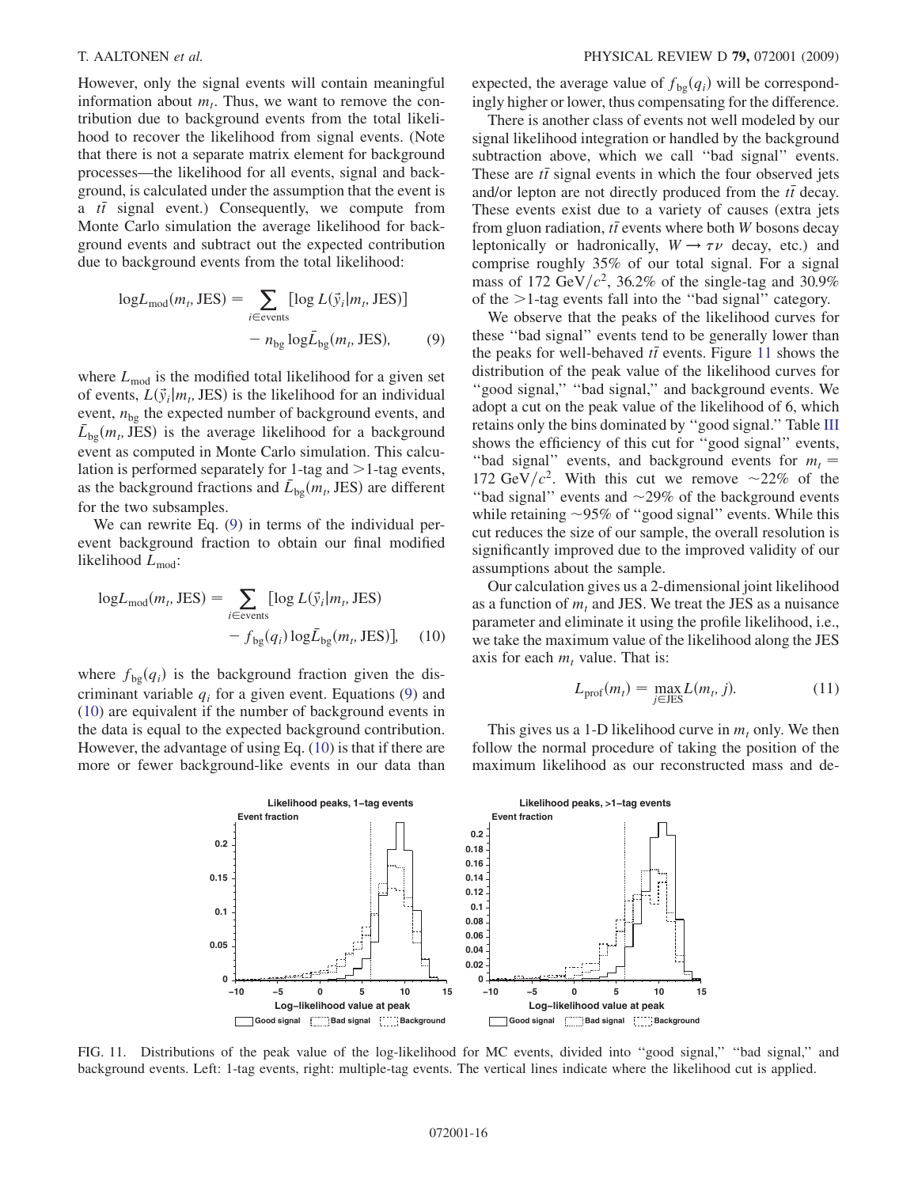However, only the signal events will contain meaningful information about $m_t$. Thus, we want to remove the contribution due to background events from the total likelihood to recover the likelihood from signal events. (Note that there is not a separate matrix element for background processes—the likelihood for all events, signal and background, is calculated under the assumption that the event is a $t\bar{t}$ signal event.) Consequently, we compute from Monte Carlo simulation the average likelihood for background events and subtract out the expected contribution due to background events from the total likelihood:

$$\log L_{\mathrm{mod}}(m_t, \mathrm{JES}) = \sum_{i \in \mathrm{events}} [\log L(\vec{y}_i | m_t, \mathrm{JES})] - n_{\mathrm{bg}} \log \bar{L}_{\mathrm{bg}}(m_t, \mathrm{JES}), \quad (9)$$

where $L_{\mathrm{mod}}$ is the modified total likelihood for a given set of events, $L(\vec{y}_i | m_t, \mathrm{JES})$ is the likelihood for an individual event, $n_{\mathrm{bg}}$ the expected number of background events, and $\bar{L}_{\mathrm{bg}}(m_t, \mathrm{JES})$ is the average likelihood for a background event as computed in Monte Carlo simulation. This calculation is performed separately for 1-tag and $>$1-tag events, as the background fractions and $\bar{L}_{\mathrm{bg}}(m_t, \mathrm{JES})$ are different for the two subsamples.

We can rewrite Eq. (9) in terms of the individual per-event background fraction to obtain our final modified likelihood $L_{\mathrm{mod}}$:

$$\log L_{\mathrm{mod}}(m_t, \mathrm{JES}) = \sum_{i \in \mathrm{events}} [\log L(\vec{y}_i | m_t, \mathrm{JES}) - f_{\mathrm{bg}}(q_i) \log \bar{L}_{\mathrm{bg}}(m_t, \mathrm{JES})], \quad (10)$$

where $f_{\mathrm{bg}}(q_i)$ is the background fraction given the discriminant variable $q_i$ for a given event. Equations (9) and (10) are equivalent if the number of background events in the data is equal to the expected background contribution. However, the advantage of using Eq. (10) is that if there are more or fewer background-like events in our data than expected, the average value of $f_{\mathrm{bg}}(q_i)$ will be correspondingly higher or lower, thus compensating for the difference.

There is another class of events not well modeled by our signal likelihood integration or handled by the background subtraction above, which we call "bad signal" events. These are $t\bar{t}$ signal events in which the four observed jets and/or lepton are not directly produced from the $t\bar{t}$ decay. These events exist due to a variety of causes (extra jets from gluon radiation, $t\bar{t}$ events where both $W$ bosons decay leptonically or hadronically, $W \to \tau\nu$ decay, etc.) and comprise roughly 35% of our total signal. For a signal mass of 172 $\mathrm{GeV}/c^2$, 36.2% of the single-tag and 30.9% of the $>$1-tag events fall into the "bad signal" category.

We observe that the peaks of the likelihood curves for these "bad signal" events tend to be generally lower than the peaks for well-behaved $t\bar{t}$ events. Figure 11 shows the distribution of the peak value of the likelihood curves for "good signal," "bad signal," and background events. We adopt a cut on the peak value of the likelihood of 6, which retains only the bins dominated by "good signal." Table III shows the efficiency of this cut for "good signal" events, "bad signal" events, and background events for $m_t = 172\ \mathrm{GeV}/c^2$. With this cut we remove $\sim$22% of the "bad signal" events and $\sim$29% of the background events while retaining $\sim$95% of "good signal" events. While this cut reduces the size of our sample, the overall resolution is significantly improved due to the improved validity of our assumptions about the sample.

Our calculation gives us a 2-dimensional joint likelihood as a function of $m_t$ and JES. We treat the JES as a nuisance parameter and eliminate it using the profile likelihood, i.e., we take the maximum value of the likelihood along the JES axis for each $m_t$ value. That is:

$$L_{\mathrm{prof}}(m_t) = \max_{j \in \mathrm{JES}} L(m_t, j). \quad (11)$$

This gives us a 1-D likelihood curve in $m_t$ only. We then follow the normal procedure of taking the position of the maximum likelihood as our reconstructed mass and de-

FIG. 11. Distributions of the peak value of the log-likelihood for MC events, divided into "good signal," "bad signal," and background events. Left: 1-tag events, right: multiple-tag events. The vertical lines indicate where the likelihood cut is applied.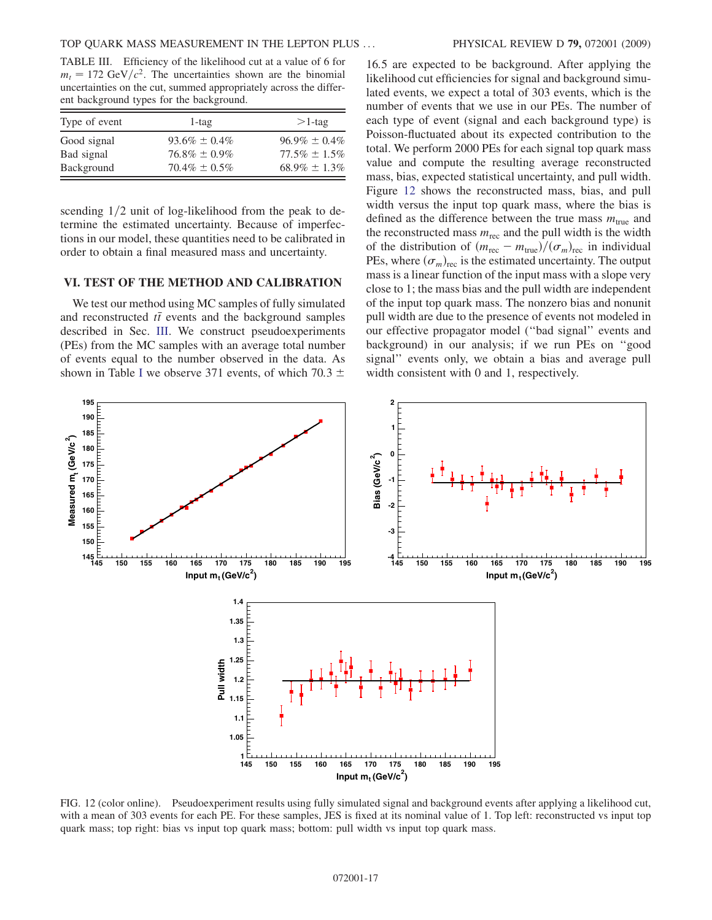TABLE III. Efficiency of the likelihood cut at a value of 6 for $m_t = 172\ \mathrm{GeV}/c^2$. The uncertainties shown are the binomial uncertainties on the cut, summed appropriately across the different background types for the background.

| Type of event | 1-tag | >1-tag |
| --- | --- | --- |
| Good signal | 93.6% ± 0.4% | 96.9% ± 0.4% |
| Bad signal | 76.8% ± 0.9% | 77.5% ± 1.5% |
| Background | 70.4% ± 0.5% | 68.9% ± 1.3% |

scending 1/2 unit of log-likelihood from the peak to determine the estimated uncertainty. Because of imperfections in our model, these quantities need to be calibrated in order to obtain a final measured mass and uncertainty.

## VI. TEST OF THE METHOD AND CALIBRATION

We test our method using MC samples of fully simulated and reconstructed $t\bar{t}$ events and the background samples described in Sec. III. We construct pseudoexperiments (PEs) from the MC samples with an average total number of events equal to the number observed in the data. As shown in Table I we observe 371 events, of which 70.3 ± 16.5 are expected to be background. After applying the likelihood cut efficiencies for signal and background simulated events, we expect a total of 303 events, which is the number of events that we use in our PEs. The number of each type of event (signal and each background type) is Poisson-fluctuated about its expected contribution to the total. We perform 2000 PEs for each signal top quark mass value and compute the resulting average reconstructed mass, bias, expected statistical uncertainty, and pull width. Figure 12 shows the reconstructed mass, bias, and pull width versus the input top quark mass, where the bias is defined as the difference between the true mass $m_{\mathrm{true}}$ and the reconstructed mass $m_{\mathrm{rec}}$ and the pull width is the width of the distribution of $(m_{\mathrm{rec}} - m_{\mathrm{true}})/(\sigma_m)_{\mathrm{rec}}$ in individual PEs, where $(\sigma_m)_{\mathrm{rec}}$ is the estimated uncertainty. The output mass is a linear function of the input mass with a slope very close to 1; the mass bias and the pull width are independent of the input top quark mass. The nonzero bias and nonunit pull width are due to the presence of events not modeled in our effective propagator model ("bad signal" events and background) in our analysis; if we run PEs on "good signal" events only, we obtain a bias and average pull width consistent with 0 and 1, respectively.

FIG. 12 (color online). Pseudoexperiment results using fully simulated signal and background events after applying a likelihood cut, with a mean of 303 events for each PE. For these samples, JES is fixed at its nominal value of 1. Top left: reconstructed vs input top quark mass; top right: bias vs input top quark mass; bottom: pull width vs input top quark mass.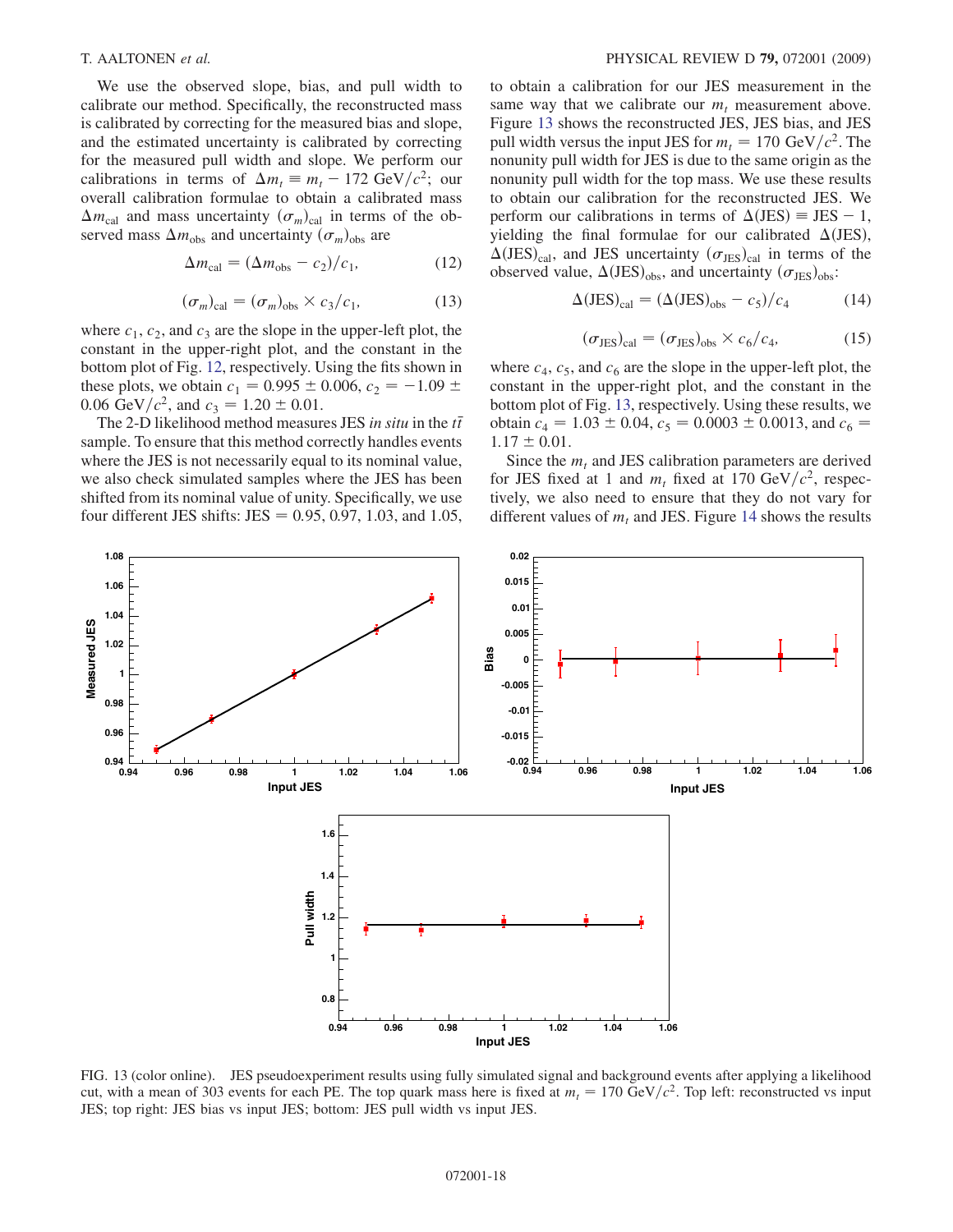We use the observed slope, bias, and pull width to calibrate our method. Specifically, the reconstructed mass is calibrated by correcting for the measured bias and slope, and the estimated uncertainty is calibrated by correcting for the measured pull width and slope. We perform our calibrations in terms of $\Delta m_t \equiv m_t - 172\ \text{GeV}/c^2$; our overall calibration formulae to obtain a calibrated mass $\Delta m_{\text{cal}}$ and mass uncertainty $(\sigma_m)_{\text{cal}}$ in terms of the observed mass $\Delta m_{\text{obs}}$ and uncertainty $(\sigma_m)_{\text{obs}}$ are

$$\Delta m_{\text{cal}} = (\Delta m_{\text{obs}} - c_2)/c_1, \tag{12}$$

$$(\sigma_m)_{\text{cal}} = (\sigma_m)_{\text{obs}} \times c_3/c_1, \tag{13}$$

where $c_1$, $c_2$, and $c_3$ are the slope in the upper-left plot, the constant in the upper-right plot, and the constant in the bottom plot of Fig. 12, respectively. Using the fits shown in these plots, we obtain $c_1 = 0.995 \pm 0.006$, $c_2 = -1.09 \pm 0.06\ \text{GeV}/c^2$, and $c_3 = 1.20 \pm 0.01$.

The 2-D likelihood method measures JES *in situ* in the $t\bar{t}$ sample. To ensure that this method correctly handles events where the JES is not necessarily equal to its nominal value, we also check simulated samples where the JES has been shifted from its nominal value of unity. Specifically, we use four different JES shifts: JES = 0.95, 0.97, 1.03, and 1.05, to obtain a calibration for our JES measurement in the same way that we calibrate our $m_t$ measurement above. Figure 13 shows the reconstructed JES, JES bias, and JES pull width versus the input JES for $m_t = 170\ \text{GeV}/c^2$. The nonunity pull width for JES is due to the same origin as the nonunity pull width for the top mass. We use these results to obtain our calibration for the reconstructed JES. We perform our calibrations in terms of $\Delta(\text{JES}) \equiv \text{JES} - 1$, yielding the final formulae for our calibrated $\Delta(\text{JES})$, $\Delta(\text{JES})_{\text{cal}}$, and JES uncertainty $(\sigma_{\text{JES}})_{\text{cal}}$ in terms of the observed value, $\Delta(\text{JES})_{\text{obs}}$, and uncertainty $(\sigma_{\text{JES}})_{\text{obs}}$:

$$\Delta(\text{JES})_{\text{cal}} = (\Delta(\text{JES})_{\text{obs}} - c_5)/c_4 \tag{14}$$

$$(\sigma_{\text{JES}})_{\text{cal}} = (\sigma_{\text{JES}})_{\text{obs}} \times c_6/c_4, \tag{15}$$

where $c_4$, $c_5$, and $c_6$ are the slope in the upper-left plot, the constant in the upper-right plot, and the constant in the bottom plot of Fig. 13, respectively. Using these results, we obtain $c_4 = 1.03 \pm 0.04$, $c_5 = 0.0003 \pm 0.0013$, and $c_6 = 1.17 \pm 0.01$.

Since the $m_t$ and JES calibration parameters are derived for JES fixed at 1 and $m_t$ fixed at $170\ \text{GeV}/c^2$, respectively, we also need to ensure that they do not vary for different values of $m_t$ and JES. Figure 14 shows the results

FIG. 13 (color online). JES pseudoexperiment results using fully simulated signal and background events after applying a likelihood cut, with a mean of 303 events for each PE. The top quark mass here is fixed at $m_t = 170\ \text{GeV}/c^2$. Top left: reconstructed vs input JES; top right: JES bias vs input JES; bottom: JES pull width vs input JES.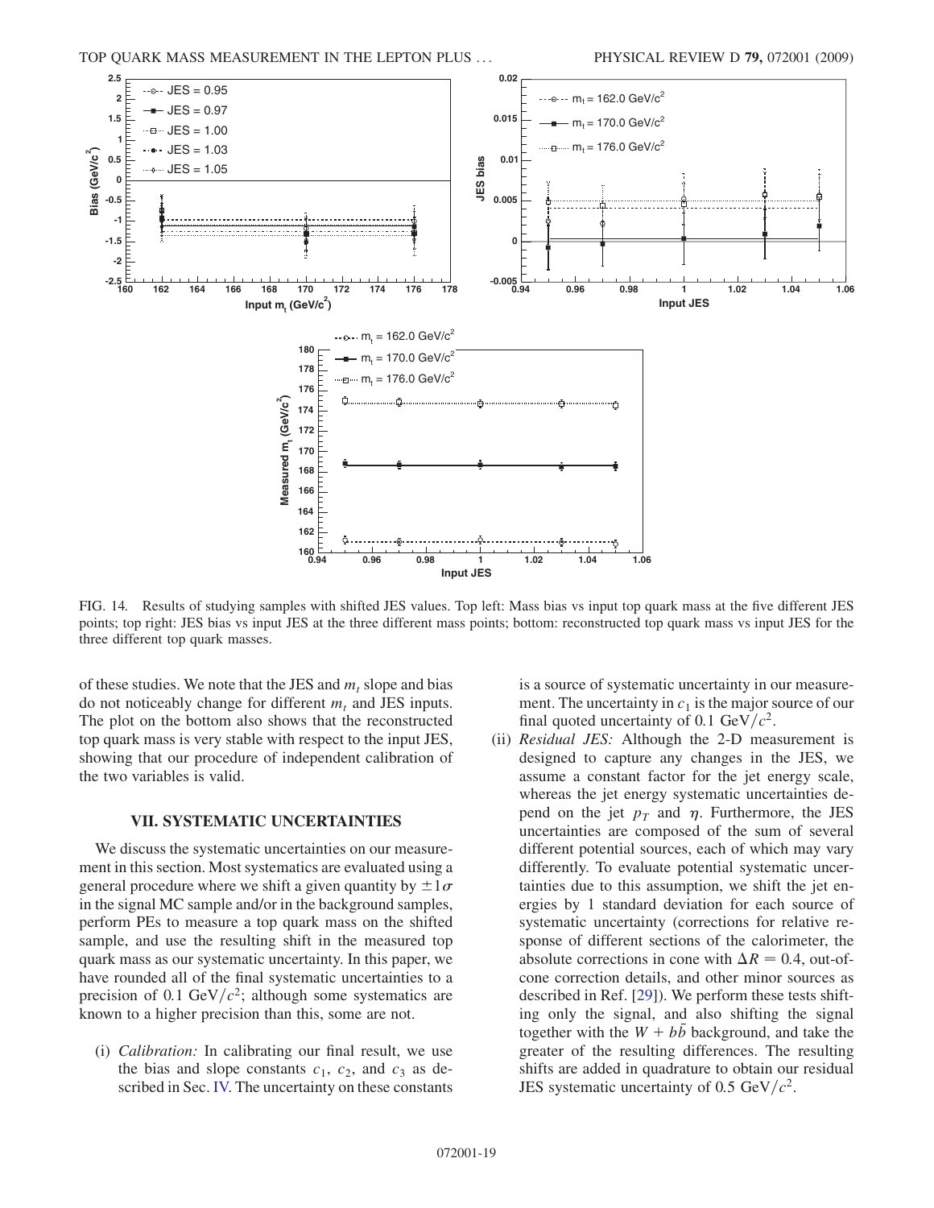FIG. 14. Results of studying samples with shifted JES values. Top left: Mass bias vs input top quark mass at the five different JES points; top right: JES bias vs input JES at the three different mass points; bottom: reconstructed top quark mass vs input JES for the three different top quark masses.

of these studies. We note that the JES and $m_t$ slope and bias do not noticeably change for different $m_t$ and JES inputs. The plot on the bottom also shows that the reconstructed top quark mass is very stable with respect to the input JES, showing that our procedure of independent calibration of the two variables is valid.

## VII. SYSTEMATIC UNCERTAINTIES

We discuss the systematic uncertainties on our measurement in this section. Most systematics are evaluated using a general procedure where we shift a given quantity by $\pm 1\sigma$ in the signal MC sample and/or in the background samples, perform PEs to measure a top quark mass on the shifted sample, and use the resulting shift in the measured top quark mass as our systematic uncertainty. In this paper, we have rounded all of the final systematic uncertainties to a precision of 0.1 GeV/$c^2$; although some systematics are known to a higher precision than this, some are not.

(i) *Calibration:* In calibrating our final result, we use the bias and slope constants $c_1$, $c_2$, and $c_3$ as described in Sec. IV. The uncertainty on these constants is a source of systematic uncertainty in our measurement. The uncertainty in $c_1$ is the major source of our final quoted uncertainty of 0.1 GeV/$c^2$.

(ii) *Residual JES:* Although the 2-D measurement is designed to capture any changes in the JES, we assume a constant factor for the jet energy scale, whereas the jet energy systematic uncertainties depend on the jet $p_T$ and $\eta$. Furthermore, the JES uncertainties are composed of the sum of several different potential sources, each of which may vary differently. To evaluate potential systematic uncertainties due to this assumption, we shift the jet energies by 1 standard deviation for each source of systematic uncertainty (corrections for relative response of different sections of the calorimeter, the absolute corrections in cone with $\Delta R = 0.4$, out-of-cone correction details, and other minor sources as described in Ref. [29]). We perform these tests shifting only the signal, and also shifting the signal together with the $W + b\bar{b}$ background, and take the greater of the resulting differences. The resulting shifts are added in quadrature to obtain our residual JES systematic uncertainty of 0.5 GeV/$c^2$.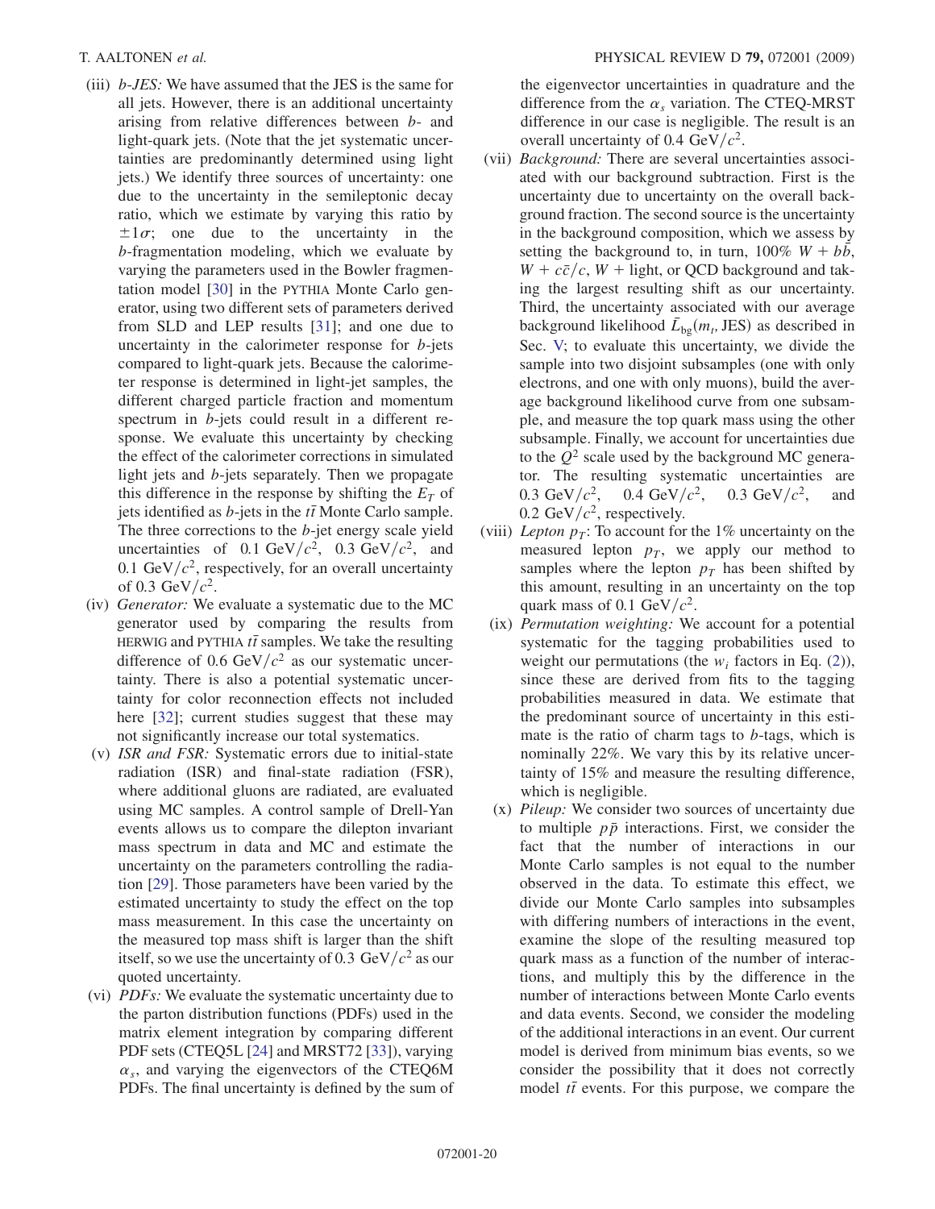(iii) *b-JES:* We have assumed that the JES is the same for all jets. However, there is an additional uncertainty arising from relative differences between $b$- and light-quark jets. (Note that the jet systematic uncertainties are predominantly determined using light jets.) We identify three sources of uncertainty: one due to the uncertainty in the semileptonic decay ratio, which we estimate by varying this ratio by $\pm 1\sigma$; one due to the uncertainty in the $b$-fragmentation modeling, which we evaluate by varying the parameters used in the Bowler fragmentation model [30] in the PYTHIA Monte Carlo generator, using two different sets of parameters derived from SLD and LEP results [31]; and one due to uncertainty in the calorimeter response for $b$-jets compared to light-quark jets. Because the calorimeter response is determined in light-jet samples, the different charged particle fraction and momentum spectrum in $b$-jets could result in a different response. We evaluate this uncertainty by checking the effect of the calorimeter corrections in simulated light jets and $b$-jets separately. Then we propagate this difference in the response by shifting the $E_T$ of jets identified as $b$-jets in the $t\bar{t}$ Monte Carlo sample. The three corrections to the $b$-jet energy scale yield uncertainties of $0.1~\text{GeV}/c^2$, $0.3~\text{GeV}/c^2$, and $0.1~\text{GeV}/c^2$, respectively, for an overall uncertainty of $0.3~\text{GeV}/c^2$.

(iv) *Generator:* We evaluate a systematic due to the MC generator used by comparing the results from HERWIG and PYTHIA $t\bar{t}$ samples. We take the resulting difference of $0.6~\text{GeV}/c^2$ as our systematic uncertainty. There is also a potential systematic uncertainty for color reconnection effects not included here [32]; current studies suggest that these may not significantly increase our total systematics.

(v) *ISR and FSR:* Systematic errors due to initial-state radiation (ISR) and final-state radiation (FSR), where additional gluons are radiated, are evaluated using MC samples. A control sample of Drell-Yan events allows us to compare the dilepton invariant mass spectrum in data and MC and estimate the uncertainty on the parameters controlling the radiation [29]. Those parameters have been varied by the estimated uncertainty to study the effect on the top mass measurement. In this case the uncertainty on the measured top mass shift is larger than the shift itself, so we use the uncertainty of $0.3~\text{GeV}/c^2$ as our quoted uncertainty.

(vi) *PDFs:* We evaluate the systematic uncertainty due to the parton distribution functions (PDFs) used in the matrix element integration by comparing different PDF sets (CTEQ5L [24] and MRST72 [33]), varying $\alpha_s$, and varying the eigenvectors of the CTEQ6M PDFs. The final uncertainty is defined by the sum of the eigenvector uncertainties in quadrature and the difference from the $\alpha_s$ variation. The CTEQ-MRST difference in our case is negligible. The result is an overall uncertainty of $0.4~\text{GeV}/c^2$.

(vii) *Background:* There are several uncertainties associated with our background subtraction. First is the uncertainty due to uncertainty on the overall background fraction. The second source is the uncertainty in the background composition, which we assess by setting the background to, in turn, 100% $W + b\bar{b}$, $W + c\bar{c}/c$, $W$ + light, or QCD background and taking the largest resulting shift as our uncertainty. Third, the uncertainty associated with our average background likelihood $\bar{L}_{\text{bg}}(m_t, \text{JES})$ as described in Sec. V; to evaluate this uncertainty, we divide the sample into two disjoint subsamples (one with only electrons, and one with only muons), build the average background likelihood curve from one subsample, and measure the top quark mass using the other subsample. Finally, we account for uncertainties due to the $Q^2$ scale used by the background MC generator. The resulting systematic uncertainties are $0.3~\text{GeV}/c^2$, $0.4~\text{GeV}/c^2$, $0.3~\text{GeV}/c^2$, and $0.2~\text{GeV}/c^2$, respectively.

(viii) *Lepton $p_T$:* To account for the 1% uncertainty on the measured lepton $p_T$, we apply our method to samples where the lepton $p_T$ has been shifted by this amount, resulting in an uncertainty on the top quark mass of $0.1~\text{GeV}/c^2$.

(ix) *Permutation weighting:* We account for a potential systematic for the tagging probabilities used to weight our permutations (the $w_i$ factors in Eq. (2)), since these are derived from fits to the tagging probabilities measured in data. We estimate that the predominant source of uncertainty in this estimate is the ratio of charm tags to $b$-tags, which is nominally 22%. We vary this by its relative uncertainty of 15% and measure the resulting difference, which is negligible.

(x) *Pileup:* We consider two sources of uncertainty due to multiple $p\bar{p}$ interactions. First, we consider the fact that the number of interactions in our Monte Carlo samples is not equal to the number observed in the data. To estimate this effect, we divide our Monte Carlo samples into subsamples with differing numbers of interactions in the event, examine the slope of the resulting measured top quark mass as a function of the number of interactions, and multiply this by the difference in the number of interactions between Monte Carlo events and data events. Second, we consider the modeling of the additional interactions in an event. Our current model is derived from minimum bias events, so we consider the possibility that it does not correctly model $t\bar{t}$ events. For this purpose, we compare the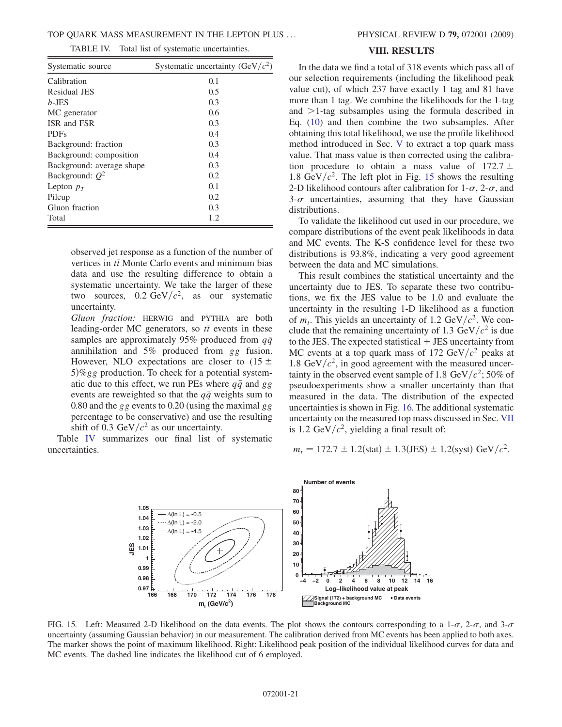TABLE IV. Total list of systematic uncertainties.

| Systematic source | Systematic uncertainty (GeV/$c^2$) |
|---|---|
| Calibration | 0.1 |
| Residual JES | 0.5 |
| $b$-JES | 0.3 |
| MC generator | 0.6 |
| ISR and FSR | 0.3 |
| PDFs | 0.4 |
| Background: fraction | 0.3 |
| Background: composition | 0.4 |
| Background: average shape | 0.3 |
| Background: $Q^2$ | 0.2 |
| Lepton $p_T$ | 0.1 |
| Pileup | 0.2 |
| Gluon fraction | 0.3 |
| Total | 1.2 |

observed jet response as a function of the number of vertices in $t\bar{t}$ Monte Carlo events and minimum bias data and use the resulting difference to obtain a systematic uncertainty. We take the larger of these two sources, 0.2 GeV/$c^2$, as our systematic uncertainty.

*Gluon fraction:* HERWIG and PYTHIA are both leading-order MC generators, so $t\bar{t}$ events in these samples are approximately 95% produced from $q\bar{q}$ annihilation and 5% produced from $gg$ fusion. However, NLO expectations are closer to $(15 \pm 5)\%$ $gg$ production. To check for a potential systematic due to this effect, we run PEs where $q\bar{q}$ and $gg$ events are reweighted so that the $q\bar{q}$ weights sum to 0.80 and the $gg$ events to 0.20 (using the maximal $gg$ percentage to be conservative) and use the resulting shift of 0.3 GeV/$c^2$ as our uncertainty.

Table IV summarizes our final list of systematic uncertainties.

## VIII. RESULTS

In the data we find a total of 318 events which pass all of our selection requirements (including the likelihood peak value cut), of which 237 have exactly 1 tag and 81 have more than 1 tag. We combine the likelihoods for the 1-tag and >1-tag subsamples using the formula described in Eq. (10) and then combine the two subsamples. After obtaining this total likelihood, we use the profile likelihood method introduced in Sec. V to extract a top quark mass value. That mass value is then corrected using the calibration procedure to obtain a mass value of $172.7 \pm 1.8$ GeV/$c^2$. The left plot in Fig. 15 shows the resulting 2-D likelihood contours after calibration for 1-$\sigma$, 2-$\sigma$, and 3-$\sigma$ uncertainties, assuming that they have Gaussian distributions.

To validate the likelihood cut used in our procedure, we compare distributions of the event peak likelihoods in data and MC events. The K-S confidence level for these two distributions is 93.8%, indicating a very good agreement between the data and MC simulations.

This result combines the statistical uncertainty and the uncertainty due to JES. To separate these two contributions, we fix the JES value to be 1.0 and evaluate the uncertainty in the resulting 1-D likelihood as a function of $m_t$. This yields an uncertainty of 1.2 GeV/$c^2$. We conclude that the remaining uncertainty of 1.3 GeV/$c^2$ is due to the JES. The expected statistical + JES uncertainty from MC events at a top quark mass of 172 GeV/$c^2$ peaks at 1.8 GeV/$c^2$, in good agreement with the measured uncertainty in the observed event sample of 1.8 GeV/$c^2$; 50% of pseudoexperiments show a smaller uncertainty than that measured in the data. The distribution of the expected uncertainties is shown in Fig. 16. The additional systematic uncertainty on the measured top mass discussed in Sec. VII is 1.2 GeV/$c^2$, yielding a final result of:

$$m_t = 172.7 \pm 1.2(\text{stat}) \pm 1.3(\text{JES}) \pm 1.2(\text{syst}) \text{ GeV}/c^2.$$

FIG. 15. Left: Measured 2-D likelihood on the data events. The plot shows the contours corresponding to a 1-$\sigma$, 2-$\sigma$, and 3-$\sigma$ uncertainty (assuming Gaussian behavior) in our measurement. The calibration derived from MC events has been applied to both axes. The marker shows the point of maximum likelihood. Right: Likelihood peak position of the individual likelihood curves for data and MC events. The dashed line indicates the likelihood cut of 6 employed.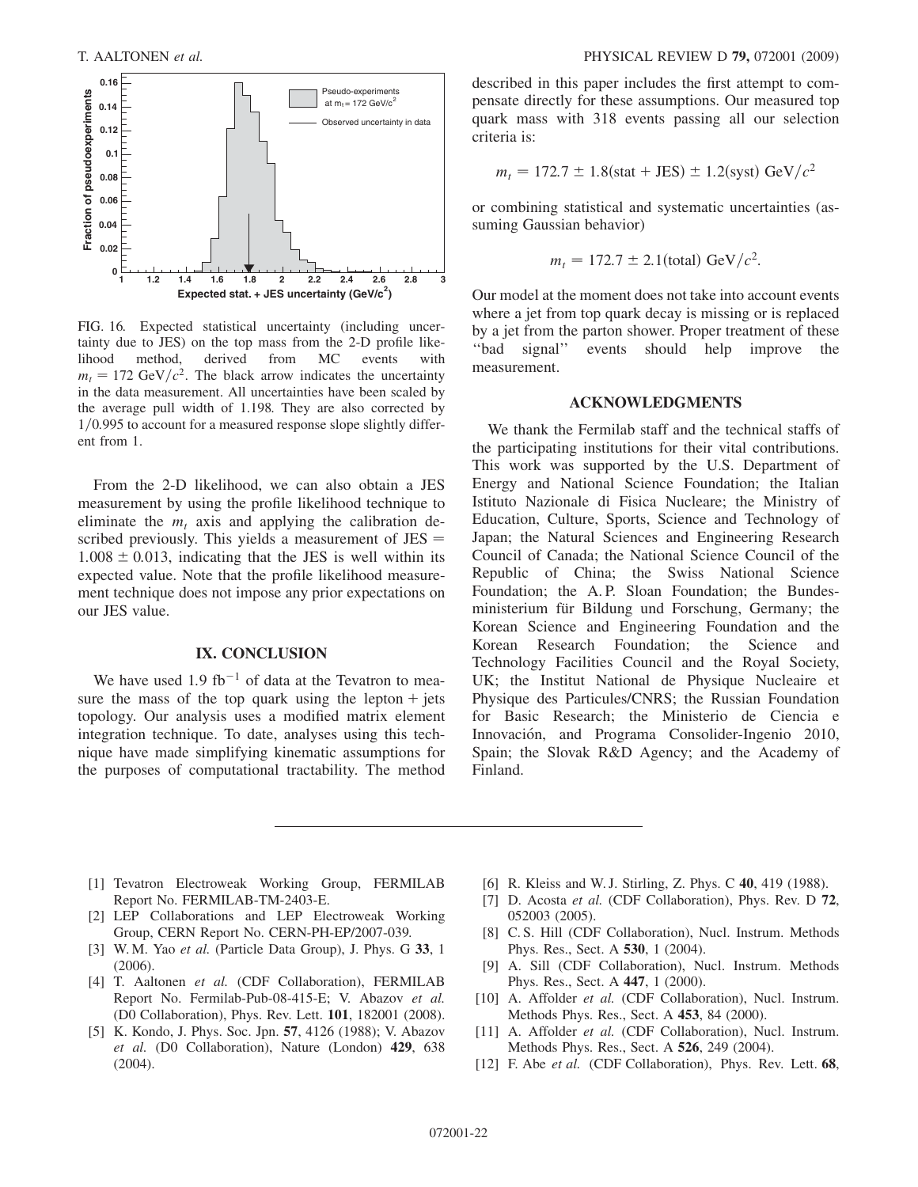FIG. 16. Expected statistical uncertainty (including uncertainty due to JES) on the top mass from the 2-D profile likelihood method, derived from MC events with $m_t = 172\ \text{GeV}/c^2$. The black arrow indicates the uncertainty in the data measurement. All uncertainties have been scaled by the average pull width of 1.198. They are also corrected by $1/0.995$ to account for a measured response slope slightly different from 1.

From the 2-D likelihood, we can also obtain a JES measurement by using the profile likelihood technique to eliminate the $m_t$ axis and applying the calibration described previously. This yields a measurement of $\text{JES} = 1.008 \pm 0.013$, indicating that the JES is well within its expected value. Note that the profile likelihood measurement technique does not impose any prior expectations on our JES value.

## IX. CONCLUSION

We have used $1.9\ \text{fb}^{-1}$ of data at the Tevatron to measure the mass of the top quark using the lepton + jets topology. Our analysis uses a modified matrix element integration technique. To date, analyses using this technique have made simplifying kinematic assumptions for the purposes of computational tractability. The method described in this paper includes the first attempt to compensate directly for these assumptions. Our measured top quark mass with 318 events passing all our selection criteria is:

$$m_t = 172.7 \pm 1.8(\text{stat} + \text{JES}) \pm 1.2(\text{syst})\ \text{GeV}/c^2$$

or combining statistical and systematic uncertainties (assuming Gaussian behavior)

$$m_t = 172.7 \pm 2.1(\text{total})\ \text{GeV}/c^2.$$

Our model at the moment does not take into account events where a jet from top quark decay is missing or is replaced by a jet from the parton shower. Proper treatment of these "bad signal" events should help improve the measurement.

## ACKNOWLEDGMENTS

We thank the Fermilab staff and the technical staffs of the participating institutions for their vital contributions. This work was supported by the U.S. Department of Energy and National Science Foundation; the Italian Istituto Nazionale di Fisica Nucleare; the Ministry of Education, Culture, Sports, Science and Technology of Japan; the Natural Sciences and Engineering Research Council of Canada; the National Science Council of the Republic of China; the Swiss National Science Foundation; the A. P. Sloan Foundation; the Bundesministerium für Bildung und Forschung, Germany; the Korean Science and Engineering Foundation and the Korean Research Foundation; the Science and Technology Facilities Council and the Royal Society, UK; the Institut National de Physique Nucleaire et Physique des Particules/CNRS; the Russian Foundation for Basic Research; the Ministerio de Ciencia e Innovación, and Programa Consolider-Ingenio 2010, Spain; the Slovak R&D Agency; and the Academy of Finland.

---

[1] Tevatron Electroweak Working Group, FERMILAB Report No. FERMILAB-TM-2403-E.

[2] LEP Collaborations and LEP Electroweak Working Group, CERN Report No. CERN-PH-EP/2007-039.

[3] W. M. Yao *et al.* (Particle Data Group), J. Phys. G **33**, 1 (2006).

[4] T. Aaltonen *et al.* (CDF Collaboration), FERMILAB Report No. Fermilab-Pub-08-415-E; V. Abazov *et al.* (D0 Collaboration), Phys. Rev. Lett. **101**, 182001 (2008).

[5] K. Kondo, J. Phys. Soc. Jpn. **57**, 4126 (1988); V. Abazov *et al.* (D0 Collaboration), Nature (London) **429**, 638 (2004).

[6] R. Kleiss and W. J. Stirling, Z. Phys. C **40**, 419 (1988).

[7] D. Acosta *et al.* (CDF Collaboration), Phys. Rev. D **72**, 052003 (2005).

[8] C. S. Hill (CDF Collaboration), Nucl. Instrum. Methods Phys. Res., Sect. A **530**, 1 (2004).

[9] A. Sill (CDF Collaboration), Nucl. Instrum. Methods Phys. Res., Sect. A **447**, 1 (2000).

[10] A. Affolder *et al.* (CDF Collaboration), Nucl. Instrum. Methods Phys. Res., Sect. A **453**, 84 (2000).

[11] A. Affolder *et al.* (CDF Collaboration), Nucl. Instrum. Methods Phys. Res., Sect. A **526**, 249 (2004).

[12] F. Abe *et al.* (CDF Collaboration), Phys. Rev. Lett. **68**,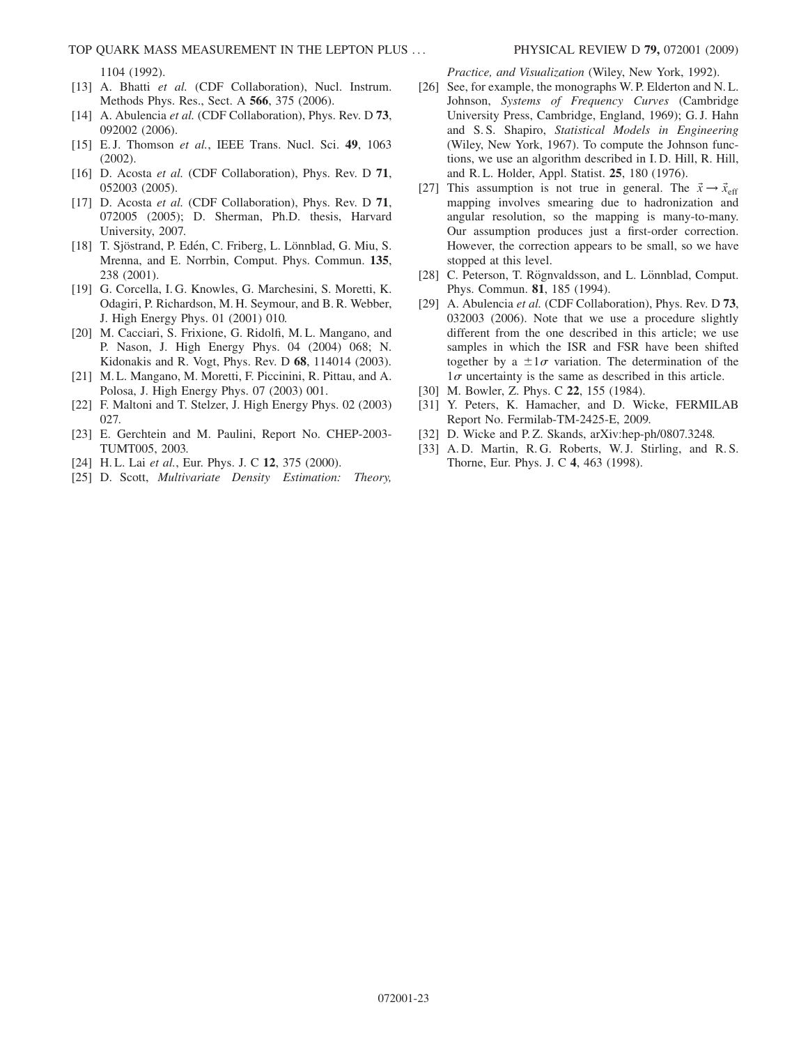1104 (1992).

[13] A. Bhatti *et al.* (CDF Collaboration), Nucl. Instrum. Methods Phys. Res., Sect. A **566**, 375 (2006).

[14] A. Abulencia *et al.* (CDF Collaboration), Phys. Rev. D **73**, 092002 (2006).

[15] E. J. Thomson *et al.*, IEEE Trans. Nucl. Sci. **49**, 1063 (2002).

[16] D. Acosta *et al.* (CDF Collaboration), Phys. Rev. D **71**, 052003 (2005).

[17] D. Acosta *et al.* (CDF Collaboration), Phys. Rev. D **71**, 072005 (2005); D. Sherman, Ph.D. thesis, Harvard University, 2007.

[18] T. Sjöstrand, P. Edén, C. Friberg, L. Lönnblad, G. Miu, S. Mrenna, and E. Norrbin, Comput. Phys. Commun. **135**, 238 (2001).

[19] G. Corcella, I. G. Knowles, G. Marchesini, S. Moretti, K. Odagiri, P. Richardson, M. H. Seymour, and B. R. Webber, J. High Energy Phys. 01 (2001) 010.

[20] M. Cacciari, S. Frixione, G. Ridolfi, M. L. Mangano, and P. Nason, J. High Energy Phys. 04 (2004) 068; N. Kidonakis and R. Vogt, Phys. Rev. D **68**, 114014 (2003).

[21] M. L. Mangano, M. Moretti, F. Piccinini, R. Pittau, and A. Polosa, J. High Energy Phys. 07 (2003) 001.

[22] F. Maltoni and T. Stelzer, J. High Energy Phys. 02 (2003) 027.

[23] E. Gerchtein and M. Paulini, Report No. CHEP-2003-TUMT005, 2003.

[24] H. L. Lai *et al.*, Eur. Phys. J. C **12**, 375 (2000).

[25] D. Scott, *Multivariate Density Estimation: Theory, Practice, and Visualization* (Wiley, New York, 1992).

[26] See, for example, the monographs W. P. Elderton and N. L. Johnson, *Systems of Frequency Curves* (Cambridge University Press, Cambridge, England, 1969); G. J. Hahn and S. S. Shapiro, *Statistical Models in Engineering* (Wiley, New York, 1967). To compute the Johnson functions, we use an algorithm described in I. D. Hill, R. Hill, and R. L. Holder, Appl. Statist. **25**, 180 (1976).

[27] This assumption is not true in general. The $\vec{x} \rightarrow \vec{x}_{\rm eff}$ mapping involves smearing due to hadronization and angular resolution, so the mapping is many-to-many. Our assumption produces just a first-order correction. However, the correction appears to be small, so we have stopped at this level.

[28] C. Peterson, T. Rögnvaldsson, and L. Lönnblad, Comput. Phys. Commun. **81**, 185 (1994).

[29] A. Abulencia *et al.* (CDF Collaboration), Phys. Rev. D **73**, 032003 (2006). Note that we use a procedure slightly different from the one described in this article; we use samples in which the ISR and FSR have been shifted together by a $\pm 1\sigma$ variation. The determination of the $1\sigma$ uncertainty is the same as described in this article.

[30] M. Bowler, Z. Phys. C **22**, 155 (1984).

[31] Y. Peters, K. Hamacher, and D. Wicke, FERMILAB Report No. Fermilab-TM-2425-E, 2009.

[32] D. Wicke and P. Z. Skands, arXiv:hep-ph/0807.3248.

[33] A. D. Martin, R. G. Roberts, W. J. Stirling, and R. S. Thorne, Eur. Phys. J. C **4**, 463 (1998).